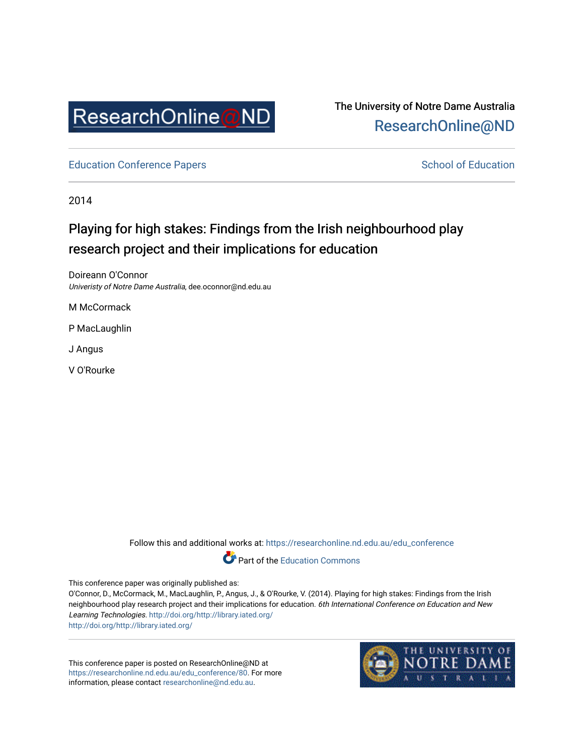ResearchOnline@ND

The University of Notre Dame Australia
ResearchOnline@ND

Education Conference Papers

School of Education

2014

# Playing for high stakes: Findings from the Irish neighbourhood play research project and their implications for education

Doireann O'Connor
*Univeristy of Notre Dame Australia*, dee.oconnor@nd.edu.au

M McCormack

P MacLaughlin

J Angus

V O'Rourke

Follow this and additional works at: https://researchonline.nd.edu.au/edu_conference

Part of the Education Commons

This conference paper was originally published as:
O'Connor, D., McCormack, M., MacLaughlin, P., Angus, J., & O'Rourke, V. (2014). Playing for high stakes: Findings from the Irish neighbourhood play research project and their implications for education. *6th International Conference on Education and New Learning Technologies*. http://doi.org/http://library.iated.org/
http://doi.org/http://library.iated.org/

This conference paper is posted on ResearchOnline@ND at https://researchonline.nd.edu.au/edu_conference/80. For more information, please contact researchonline@nd.edu.au.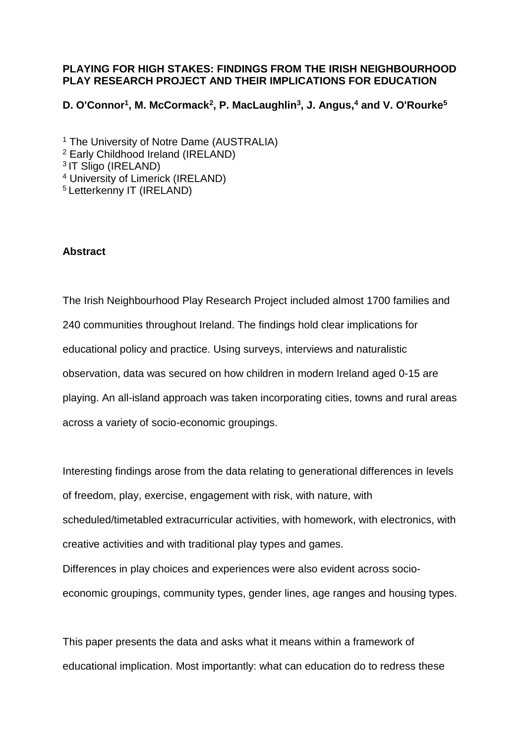**PLAYING FOR HIGH STAKES: FINDINGS FROM THE IRISH NEIGHBOURHOOD PLAY RESEARCH PROJECT AND THEIR IMPLICATIONS FOR EDUCATION**

**D. O'Connor[1], M. McCormack[2], P. MacLaughlin[3], J. Angus,[4] and V. O'Rourke[5]**

[1] The University of Notre Dame (AUSTRALIA)
[2] Early Childhood Ireland (IRELAND)
[3] IT Sligo (IRELAND)
[4] University of Limerick (IRELAND)
[5] Letterkenny IT (IRELAND)

**Abstract**

The Irish Neighbourhood Play Research Project included almost 1700 families and 240 communities throughout Ireland. The findings hold clear implications for educational policy and practice. Using surveys, interviews and naturalistic observation, data was secured on how children in modern Ireland aged 0-15 are playing. An all-island approach was taken incorporating cities, towns and rural areas across a variety of socio-economic groupings.

Interesting findings arose from the data relating to generational differences in levels of freedom, play, exercise, engagement with risk, with nature, with scheduled/timetabled extracurricular activities, with homework, with electronics, with creative activities and with traditional play types and games.
Differences in play choices and experiences were also evident across socio-economic groupings, community types, gender lines, age ranges and housing types.

This paper presents the data and asks what it means within a framework of educational implication. Most importantly: what can education do to redress these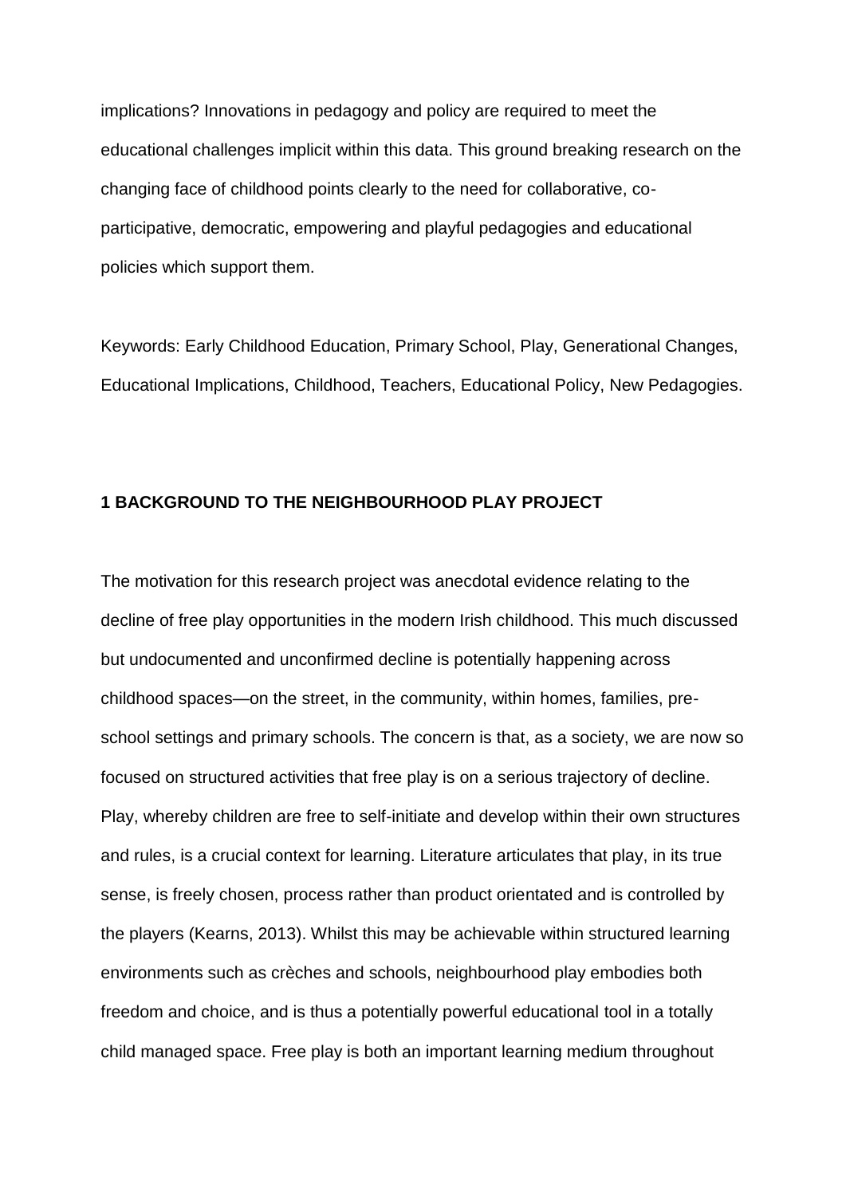implications? Innovations in pedagogy and policy are required to meet the educational challenges implicit within this data. This ground breaking research on the changing face of childhood points clearly to the need for collaborative, co-participative, democratic, empowering and playful pedagogies and educational policies which support them.

Keywords: Early Childhood Education, Primary School, Play, Generational Changes, Educational Implications, Childhood, Teachers, Educational Policy, New Pedagogies.

## 1 BACKGROUND TO THE NEIGHBOURHOOD PLAY PROJECT

The motivation for this research project was anecdotal evidence relating to the decline of free play opportunities in the modern Irish childhood. This much discussed but undocumented and unconfirmed decline is potentially happening across childhood spaces—on the street, in the community, within homes, families, pre-school settings and primary schools. The concern is that, as a society, we are now so focused on structured activities that free play is on a serious trajectory of decline. Play, whereby children are free to self-initiate and develop within their own structures and rules, is a crucial context for learning. Literature articulates that play, in its true sense, is freely chosen, process rather than product orientated and is controlled by the players (Kearns, 2013). Whilst this may be achievable within structured learning environments such as crèches and schools, neighbourhood play embodies both freedom and choice, and is thus a potentially powerful educational tool in a totally child managed space. Free play is both an important learning medium throughout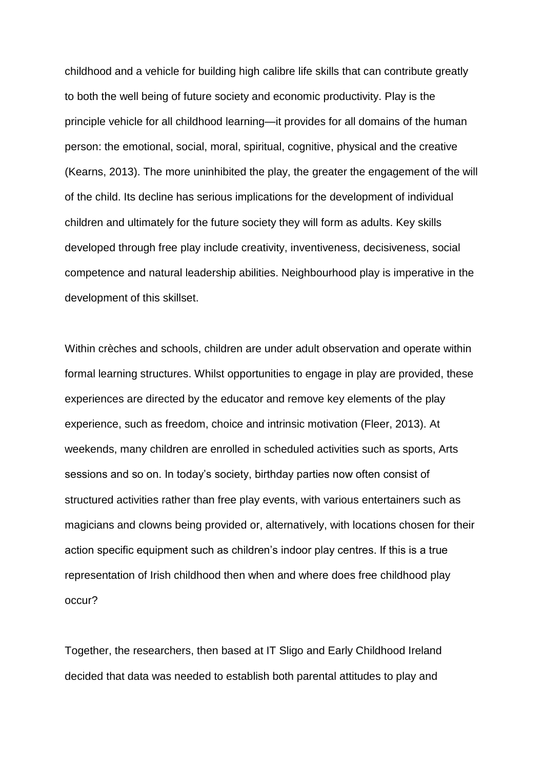childhood and a vehicle for building high calibre life skills that can contribute greatly to both the well being of future society and economic productivity. Play is the principle vehicle for all childhood learning—it provides for all domains of the human person: the emotional, social, moral, spiritual, cognitive, physical and the creative (Kearns, 2013). The more uninhibited the play, the greater the engagement of the will of the child. Its decline has serious implications for the development of individual children and ultimately for the future society they will form as adults. Key skills developed through free play include creativity, inventiveness, decisiveness, social competence and natural leadership abilities. Neighbourhood play is imperative in the development of this skillset.

Within crèches and schools, children are under adult observation and operate within formal learning structures. Whilst opportunities to engage in play are provided, these experiences are directed by the educator and remove key elements of the play experience, such as freedom, choice and intrinsic motivation (Fleer, 2013). At weekends, many children are enrolled in scheduled activities such as sports, Arts sessions and so on. In today's society, birthday parties now often consist of structured activities rather than free play events, with various entertainers such as magicians and clowns being provided or, alternatively, with locations chosen for their action specific equipment such as children's indoor play centres. If this is a true representation of Irish childhood then when and where does free childhood play occur?

Together, the researchers, then based at IT Sligo and Early Childhood Ireland decided that data was needed to establish both parental attitudes to play and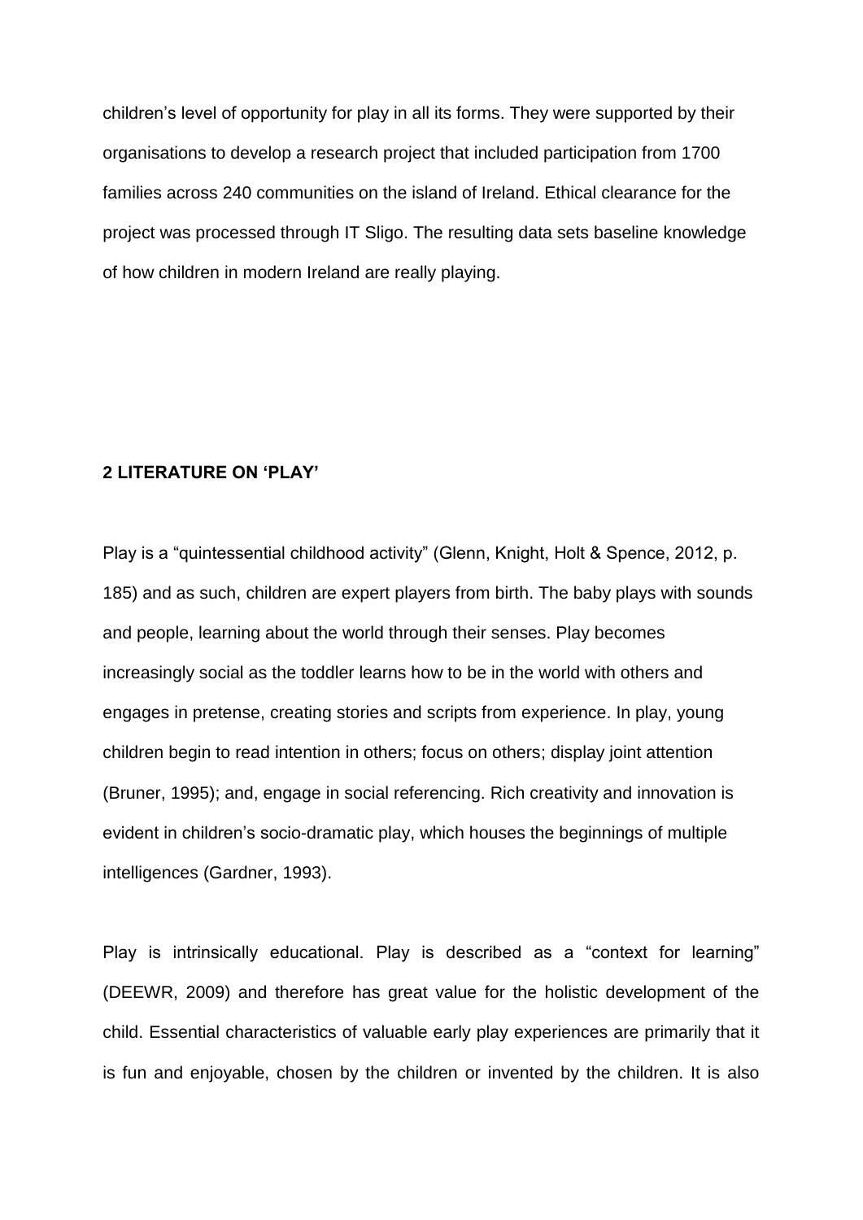children's level of opportunity for play in all its forms. They were supported by their organisations to develop a research project that included participation from 1700 families across 240 communities on the island of Ireland. Ethical clearance for the project was processed through IT Sligo. The resulting data sets baseline knowledge of how children in modern Ireland are really playing.

## 2 LITERATURE ON 'PLAY'

Play is a "quintessential childhood activity" (Glenn, Knight, Holt & Spence, 2012, p. 185) and as such, children are expert players from birth. The baby plays with sounds and people, learning about the world through their senses. Play becomes increasingly social as the toddler learns how to be in the world with others and engages in pretense, creating stories and scripts from experience. In play, young children begin to read intention in others; focus on others; display joint attention (Bruner, 1995); and, engage in social referencing. Rich creativity and innovation is evident in children's socio-dramatic play, which houses the beginnings of multiple intelligences (Gardner, 1993).

Play is intrinsically educational. Play is described as a "context for learning" (DEEWR, 2009) and therefore has great value for the holistic development of the child. Essential characteristics of valuable early play experiences are primarily that it is fun and enjoyable, chosen by the children or invented by the children. It is also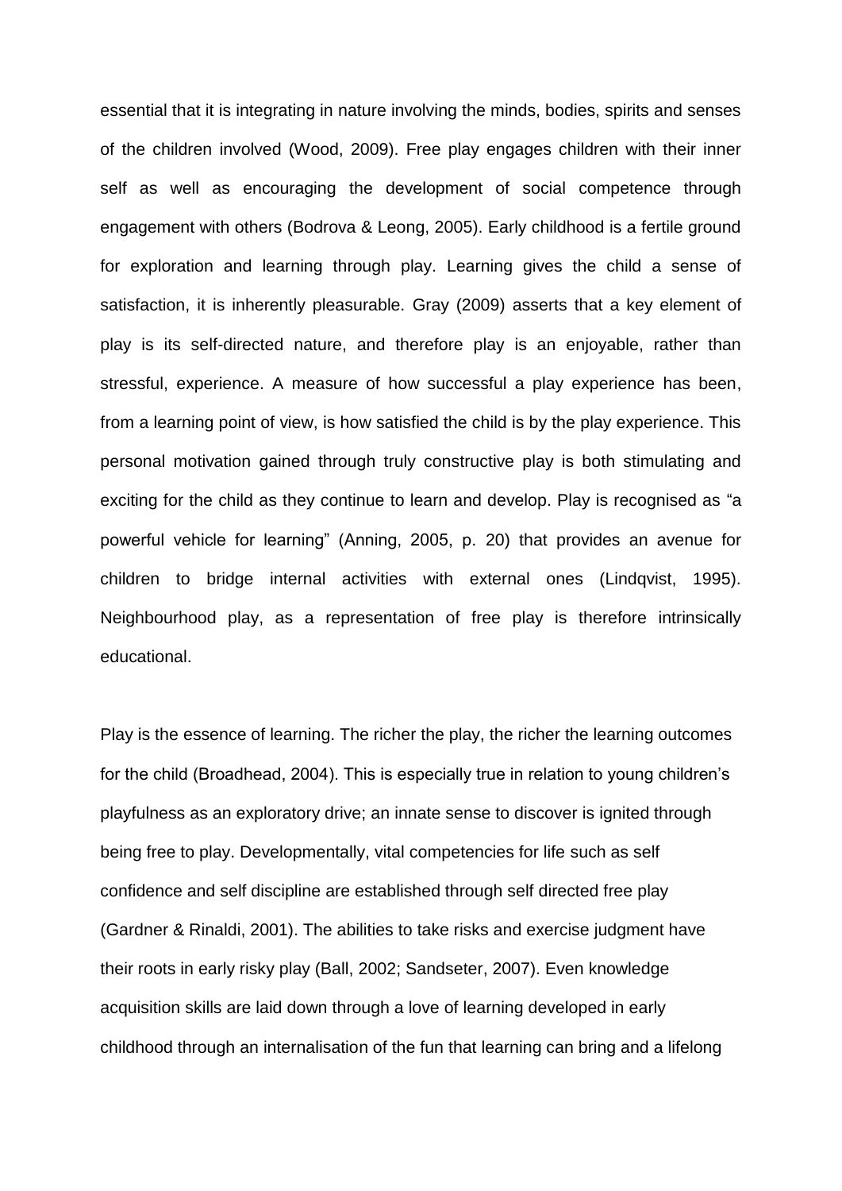essential that it is integrating in nature involving the minds, bodies, spirits and senses of the children involved (Wood, 2009). Free play engages children with their inner self as well as encouraging the development of social competence through engagement with others (Bodrova & Leong, 2005). Early childhood is a fertile ground for exploration and learning through play. Learning gives the child a sense of satisfaction, it is inherently pleasurable. Gray (2009) asserts that a key element of play is its self-directed nature, and therefore play is an enjoyable, rather than stressful, experience. A measure of how successful a play experience has been, from a learning point of view, is how satisfied the child is by the play experience. This personal motivation gained through truly constructive play is both stimulating and exciting for the child as they continue to learn and develop. Play is recognised as "a powerful vehicle for learning" (Anning, 2005, p. 20) that provides an avenue for children to bridge internal activities with external ones (Lindqvist, 1995). Neighbourhood play, as a representation of free play is therefore intrinsically educational.

Play is the essence of learning. The richer the play, the richer the learning outcomes for the child (Broadhead, 2004). This is especially true in relation to young children's playfulness as an exploratory drive; an innate sense to discover is ignited through being free to play. Developmentally, vital competencies for life such as self confidence and self discipline are established through self directed free play (Gardner & Rinaldi, 2001). The abilities to take risks and exercise judgment have their roots in early risky play (Ball, 2002; Sandseter, 2007). Even knowledge acquisition skills are laid down through a love of learning developed in early childhood through an internalisation of the fun that learning can bring and a lifelong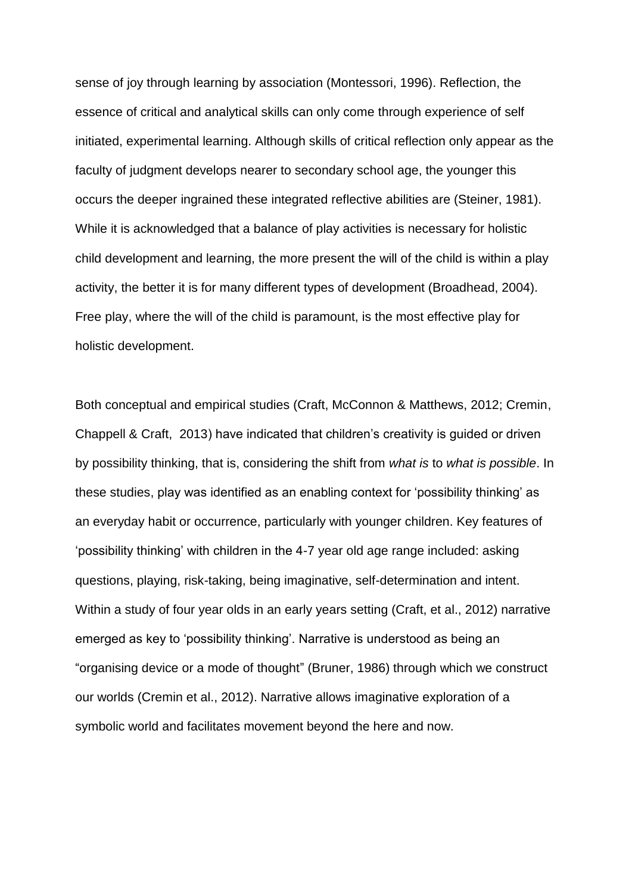sense of joy through learning by association (Montessori, 1996). Reflection, the essence of critical and analytical skills can only come through experience of self initiated, experimental learning. Although skills of critical reflection only appear as the faculty of judgment develops nearer to secondary school age, the younger this occurs the deeper ingrained these integrated reflective abilities are (Steiner, 1981). While it is acknowledged that a balance of play activities is necessary for holistic child development and learning, the more present the will of the child is within a play activity, the better it is for many different types of development (Broadhead, 2004). Free play, where the will of the child is paramount, is the most effective play for holistic development.

Both conceptual and empirical studies (Craft, McConnon & Matthews, 2012; Cremin, Chappell & Craft, 2013) have indicated that children's creativity is guided or driven by possibility thinking, that is, considering the shift from *what is* to *what is possible*. In these studies, play was identified as an enabling context for 'possibility thinking' as an everyday habit or occurrence, particularly with younger children. Key features of 'possibility thinking' with children in the 4-7 year old age range included: asking questions, playing, risk-taking, being imaginative, self-determination and intent. Within a study of four year olds in an early years setting (Craft, et al., 2012) narrative emerged as key to 'possibility thinking'. Narrative is understood as being an "organising device or a mode of thought" (Bruner, 1986) through which we construct our worlds (Cremin et al., 2012). Narrative allows imaginative exploration of a symbolic world and facilitates movement beyond the here and now.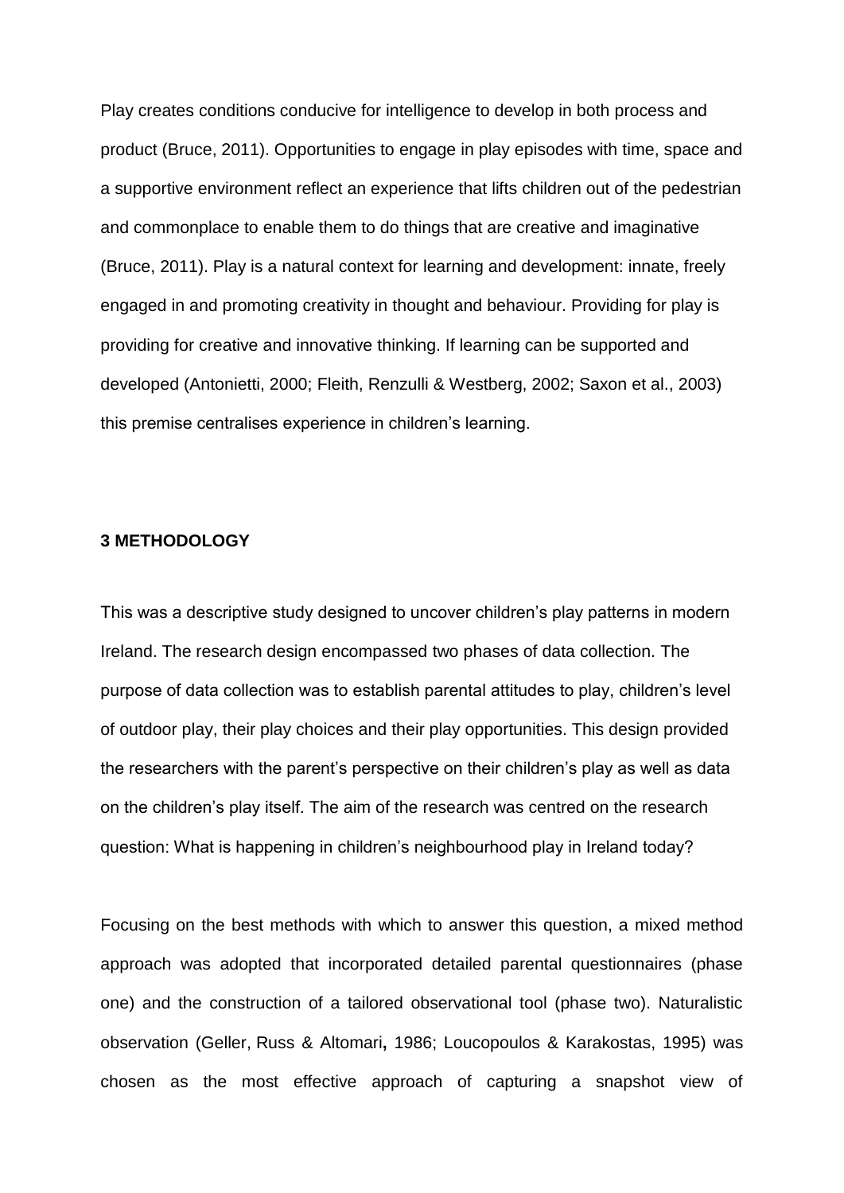Play creates conditions conducive for intelligence to develop in both process and product (Bruce, 2011). Opportunities to engage in play episodes with time, space and a supportive environment reflect an experience that lifts children out of the pedestrian and commonplace to enable them to do things that are creative and imaginative (Bruce, 2011). Play is a natural context for learning and development: innate, freely engaged in and promoting creativity in thought and behaviour. Providing for play is providing for creative and innovative thinking. If learning can be supported and developed (Antonietti, 2000; Fleith, Renzulli & Westberg, 2002; Saxon et al., 2003) this premise centralises experience in children's learning.

## 3 METHODOLOGY

This was a descriptive study designed to uncover children's play patterns in modern Ireland. The research design encompassed two phases of data collection. The purpose of data collection was to establish parental attitudes to play, children's level of outdoor play, their play choices and their play opportunities. This design provided the researchers with the parent's perspective on their children's play as well as data on the children's play itself. The aim of the research was centred on the research question: What is happening in children's neighbourhood play in Ireland today?

Focusing on the best methods with which to answer this question, a mixed method approach was adopted that incorporated detailed parental questionnaires (phase one) and the construction of a tailored observational tool (phase two). Naturalistic observation (Geller, Russ & Altomari**,** 1986; Loucopoulos & Karakostas, 1995) was chosen as the most effective approach of capturing a snapshot view of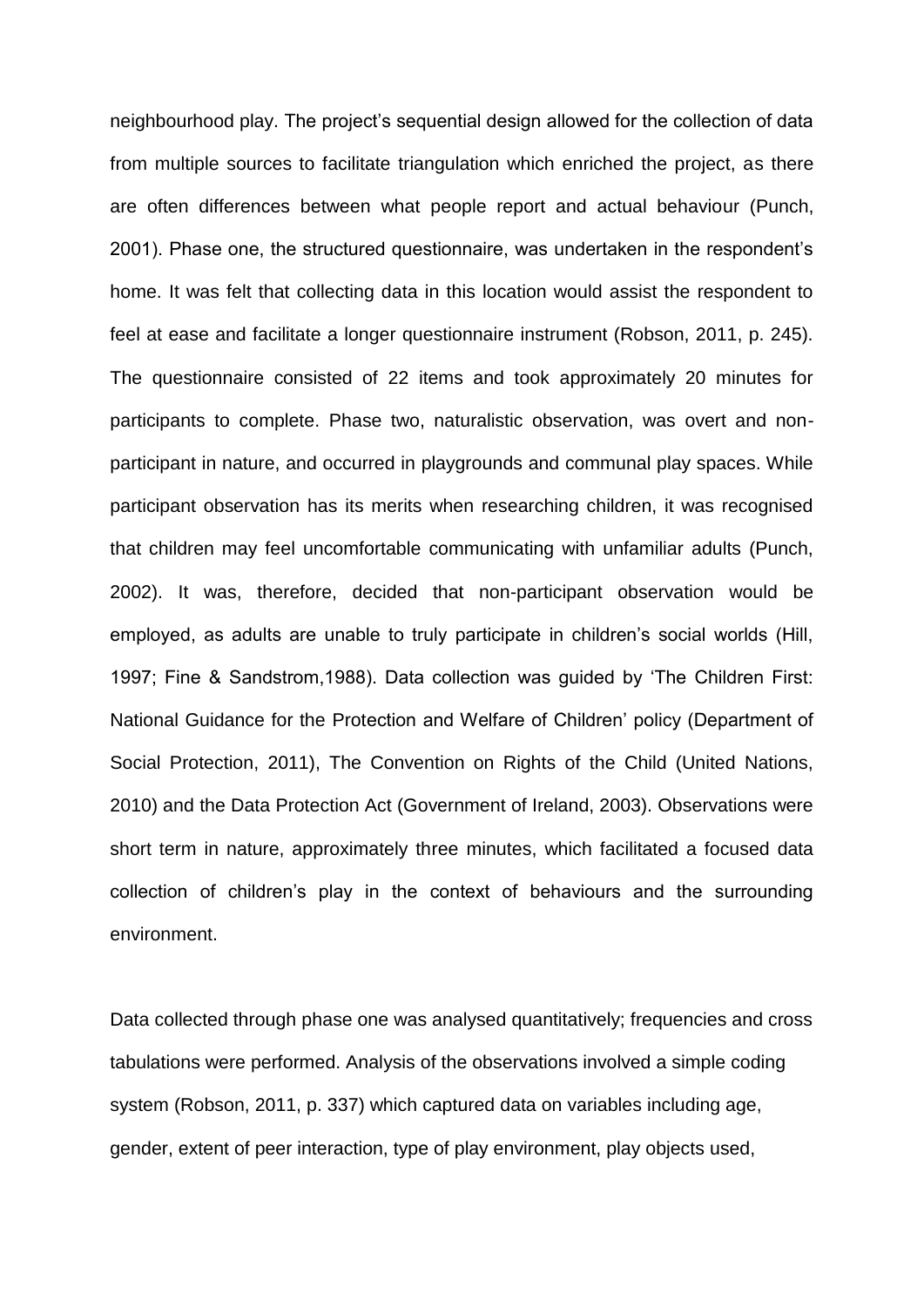neighbourhood play. The project's sequential design allowed for the collection of data from multiple sources to facilitate triangulation which enriched the project, as there are often differences between what people report and actual behaviour (Punch, 2001). Phase one, the structured questionnaire, was undertaken in the respondent's home. It was felt that collecting data in this location would assist the respondent to feel at ease and facilitate a longer questionnaire instrument (Robson, 2011, p. 245). The questionnaire consisted of 22 items and took approximately 20 minutes for participants to complete. Phase two, naturalistic observation, was overt and non-participant in nature, and occurred in playgrounds and communal play spaces. While participant observation has its merits when researching children, it was recognised that children may feel uncomfortable communicating with unfamiliar adults (Punch, 2002). It was, therefore, decided that non-participant observation would be employed, as adults are unable to truly participate in children's social worlds (Hill, 1997; Fine & Sandstrom,1988). Data collection was guided by 'The Children First: National Guidance for the Protection and Welfare of Children' policy (Department of Social Protection, 2011), The Convention on Rights of the Child (United Nations, 2010) and the Data Protection Act (Government of Ireland, 2003). Observations were short term in nature, approximately three minutes, which facilitated a focused data collection of children's play in the context of behaviours and the surrounding environment.

Data collected through phase one was analysed quantitatively; frequencies and cross tabulations were performed. Analysis of the observations involved a simple coding system (Robson, 2011, p. 337) which captured data on variables including age, gender, extent of peer interaction, type of play environment, play objects used,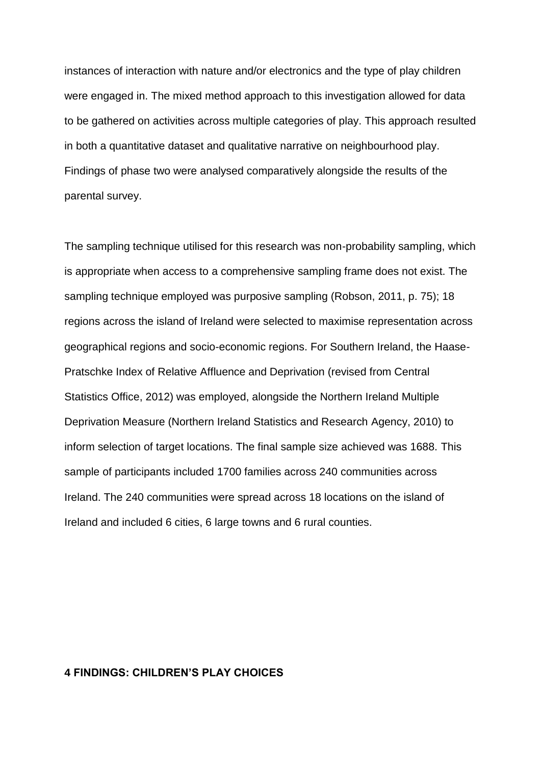instances of interaction with nature and/or electronics and the type of play children were engaged in. The mixed method approach to this investigation allowed for data to be gathered on activities across multiple categories of play. This approach resulted in both a quantitative dataset and qualitative narrative on neighbourhood play. Findings of phase two were analysed comparatively alongside the results of the parental survey.

The sampling technique utilised for this research was non-probability sampling, which is appropriate when access to a comprehensive sampling frame does not exist. The sampling technique employed was purposive sampling (Robson, 2011, p. 75); 18 regions across the island of Ireland were selected to maximise representation across geographical regions and socio-economic regions. For Southern Ireland, the Haase-Pratschke Index of Relative Affluence and Deprivation (revised from Central Statistics Office, 2012) was employed, alongside the Northern Ireland Multiple Deprivation Measure (Northern Ireland Statistics and Research Agency, 2010) to inform selection of target locations. The final sample size achieved was 1688. This sample of participants included 1700 families across 240 communities across Ireland. The 240 communities were spread across 18 locations on the island of Ireland and included 6 cities, 6 large towns and 6 rural counties.

## 4 FINDINGS: CHILDREN'S PLAY CHOICES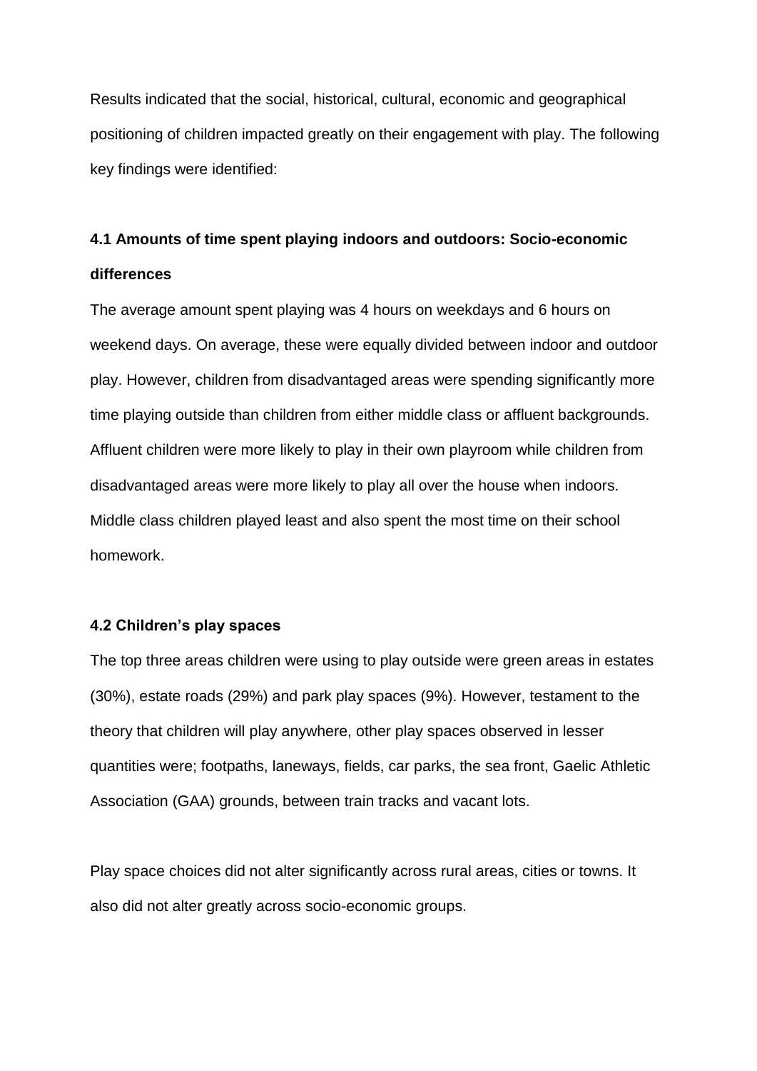Results indicated that the social, historical, cultural, economic and geographical positioning of children impacted greatly on their engagement with play. The following key findings were identified:

### 4.1 Amounts of time spent playing indoors and outdoors: Socio-economic differences

The average amount spent playing was 4 hours on weekdays and 6 hours on weekend days. On average, these were equally divided between indoor and outdoor play. However, children from disadvantaged areas were spending significantly more time playing outside than children from either middle class or affluent backgrounds. Affluent children were more likely to play in their own playroom while children from disadvantaged areas were more likely to play all over the house when indoors. Middle class children played least and also spent the most time on their school homework.

### 4.2 Children's play spaces

The top three areas children were using to play outside were green areas in estates (30%), estate roads (29%) and park play spaces (9%). However, testament to the theory that children will play anywhere, other play spaces observed in lesser quantities were; footpaths, laneways, fields, car parks, the sea front, Gaelic Athletic Association (GAA) grounds, between train tracks and vacant lots.

Play space choices did not alter significantly across rural areas, cities or towns. It also did not alter greatly across socio-economic groups.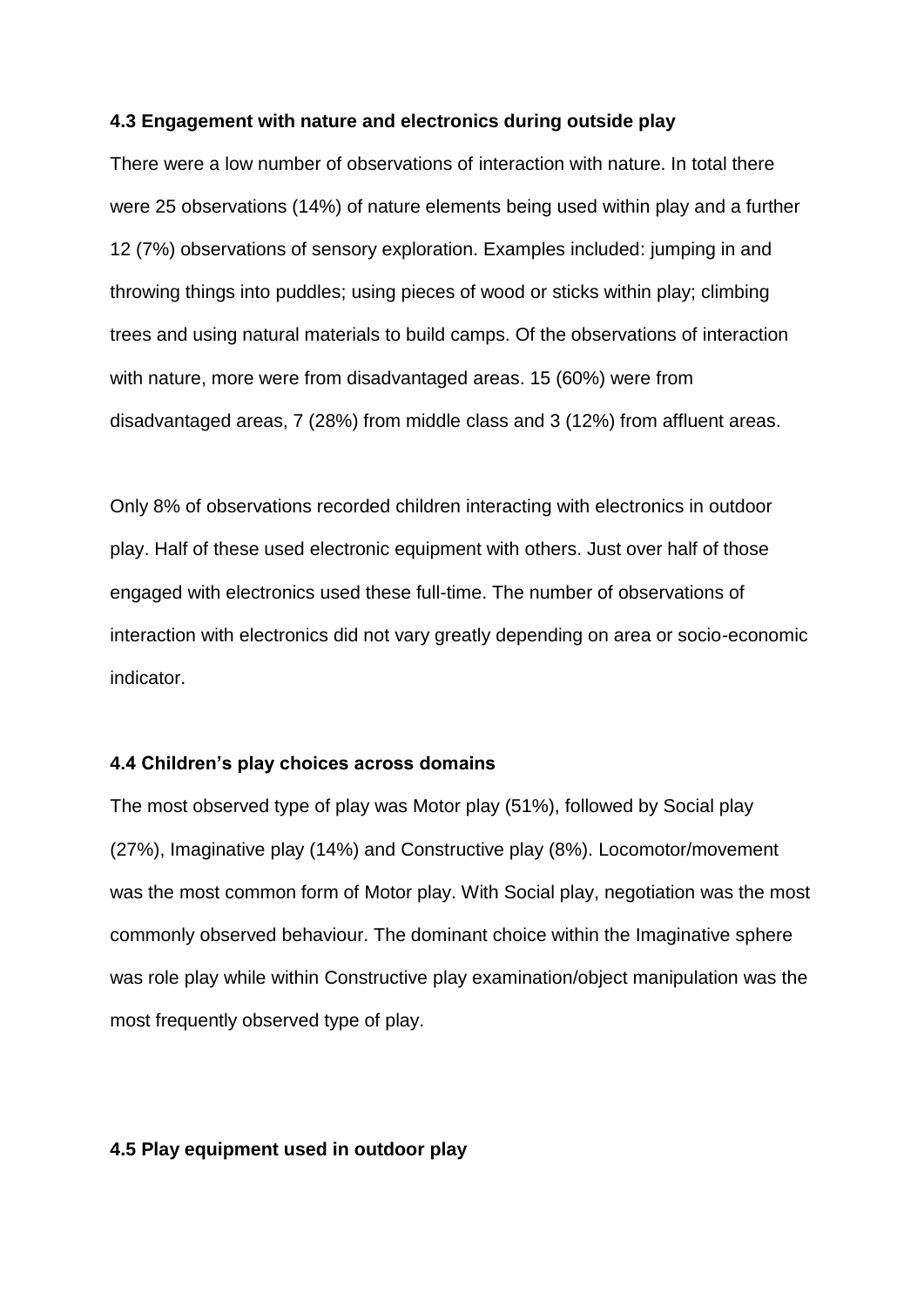### 4.3 Engagement with nature and electronics during outside play

There were a low number of observations of interaction with nature. In total there were 25 observations (14%) of nature elements being used within play and a further 12 (7%) observations of sensory exploration. Examples included: jumping in and throwing things into puddles; using pieces of wood or sticks within play; climbing trees and using natural materials to build camps. Of the observations of interaction with nature, more were from disadvantaged areas. 15 (60%) were from disadvantaged areas, 7 (28%) from middle class and 3 (12%) from affluent areas.

Only 8% of observations recorded children interacting with electronics in outdoor play. Half of these used electronic equipment with others. Just over half of those engaged with electronics used these full-time. The number of observations of interaction with electronics did not vary greatly depending on area or socio-economic indicator.

### 4.4 Children's play choices across domains

The most observed type of play was Motor play (51%), followed by Social play (27%), Imaginative play (14%) and Constructive play (8%). Locomotor/movement was the most common form of Motor play. With Social play, negotiation was the most commonly observed behaviour. The dominant choice within the Imaginative sphere was role play while within Constructive play examination/object manipulation was the most frequently observed type of play.

### 4.5 Play equipment used in outdoor play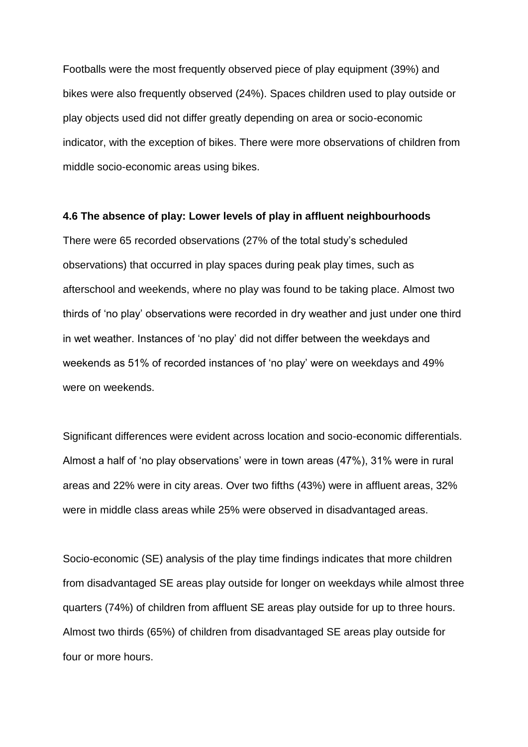Footballs were the most frequently observed piece of play equipment (39%) and bikes were also frequently observed (24%). Spaces children used to play outside or play objects used did not differ greatly depending on area or socio-economic indicator, with the exception of bikes. There were more observations of children from middle socio-economic areas using bikes.

### 4.6 The absence of play: Lower levels of play in affluent neighbourhoods

There were 65 recorded observations (27% of the total study's scheduled observations) that occurred in play spaces during peak play times, such as afterschool and weekends, where no play was found to be taking place. Almost two thirds of 'no play' observations were recorded in dry weather and just under one third in wet weather. Instances of 'no play' did not differ between the weekdays and weekends as 51% of recorded instances of 'no play' were on weekdays and 49% were on weekends.

Significant differences were evident across location and socio-economic differentials. Almost a half of 'no play observations' were in town areas (47%), 31% were in rural areas and 22% were in city areas. Over two fifths (43%) were in affluent areas, 32% were in middle class areas while 25% were observed in disadvantaged areas.

Socio-economic (SE) analysis of the play time findings indicates that more children from disadvantaged SE areas play outside for longer on weekdays while almost three quarters (74%) of children from affluent SE areas play outside for up to three hours. Almost two thirds (65%) of children from disadvantaged SE areas play outside for four or more hours.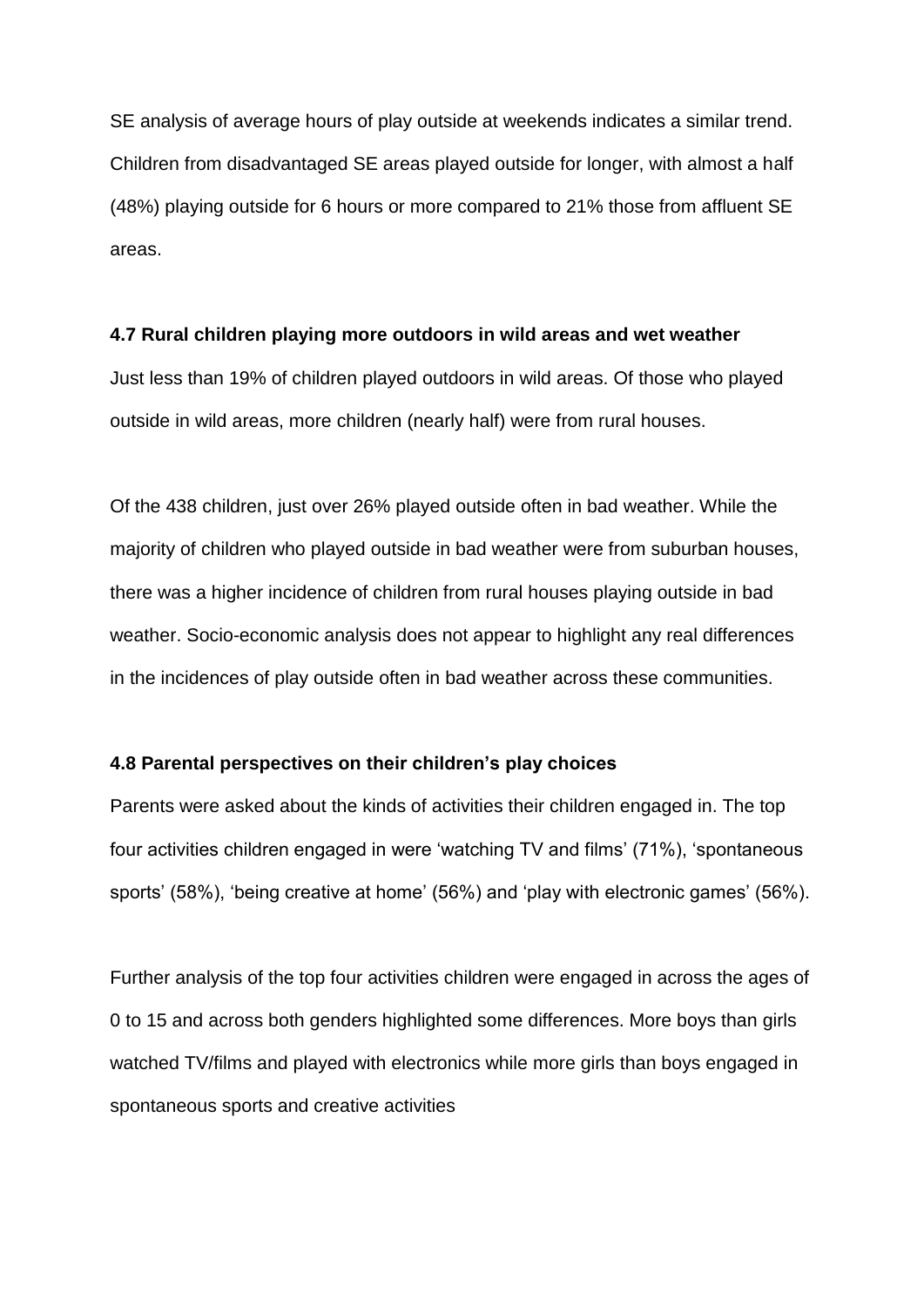SE analysis of average hours of play outside at weekends indicates a similar trend. Children from disadvantaged SE areas played outside for longer, with almost a half (48%) playing outside for 6 hours or more compared to 21% those from affluent SE areas.

**4.7 Rural children playing more outdoors in wild areas and wet weather**

Just less than 19% of children played outdoors in wild areas. Of those who played outside in wild areas, more children (nearly half) were from rural houses.

Of the 438 children, just over 26% played outside often in bad weather. While the majority of children who played outside in bad weather were from suburban houses, there was a higher incidence of children from rural houses playing outside in bad weather. Socio-economic analysis does not appear to highlight any real differences in the incidences of play outside often in bad weather across these communities.

**4.8 Parental perspectives on their children's play choices**

Parents were asked about the kinds of activities their children engaged in. The top four activities children engaged in were 'watching TV and films' (71%), 'spontaneous sports' (58%), 'being creative at home' (56%) and 'play with electronic games' (56%).

Further analysis of the top four activities children were engaged in across the ages of 0 to 15 and across both genders highlighted some differences. More boys than girls watched TV/films and played with electronics while more girls than boys engaged in spontaneous sports and creative activities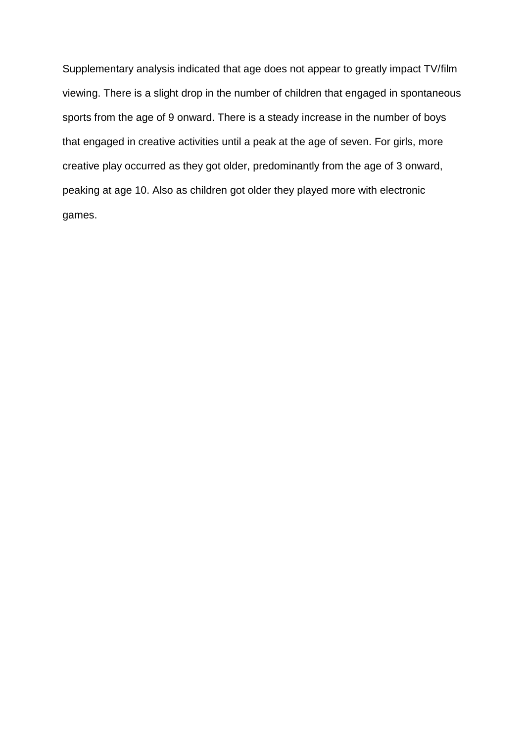Supplementary analysis indicated that age does not appear to greatly impact TV/film viewing. There is a slight drop in the number of children that engaged in spontaneous sports from the age of 9 onward. There is a steady increase in the number of boys that engaged in creative activities until a peak at the age of seven. For girls, more creative play occurred as they got older, predominantly from the age of 3 onward, peaking at age 10. Also as children got older they played more with electronic games.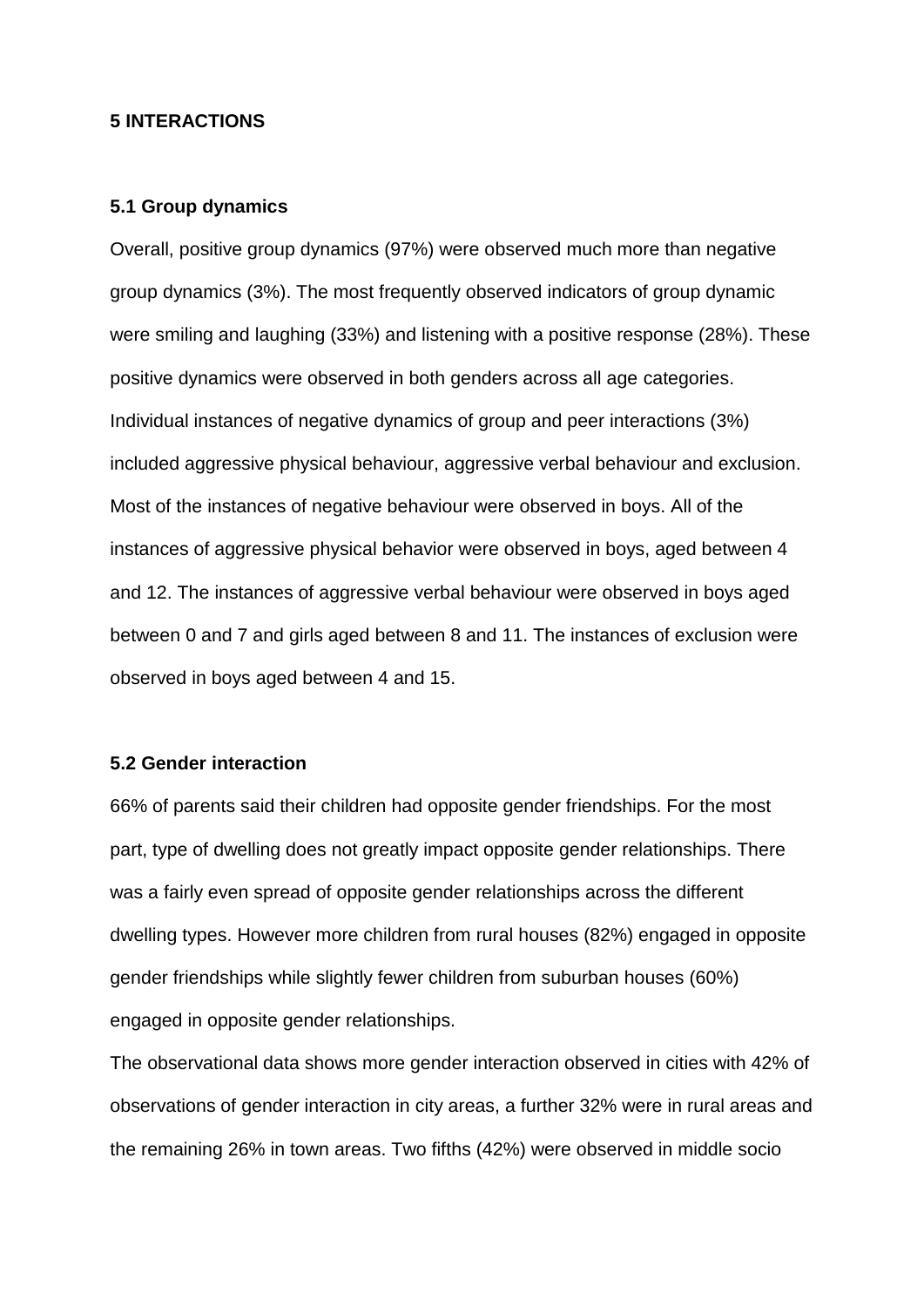# 5 INTERACTIONS

## 5.1 Group dynamics

Overall, positive group dynamics (97%) were observed much more than negative group dynamics (3%). The most frequently observed indicators of group dynamic were smiling and laughing (33%) and listening with a positive response (28%). These positive dynamics were observed in both genders across all age categories. Individual instances of negative dynamics of group and peer interactions (3%) included aggressive physical behaviour, aggressive verbal behaviour and exclusion. Most of the instances of negative behaviour were observed in boys. All of the instances of aggressive physical behavior were observed in boys, aged between 4 and 12. The instances of aggressive verbal behaviour were observed in boys aged between 0 and 7 and girls aged between 8 and 11. The instances of exclusion were observed in boys aged between 4 and 15.

## 5.2 Gender interaction

66% of parents said their children had opposite gender friendships. For the most part, type of dwelling does not greatly impact opposite gender relationships. There was a fairly even spread of opposite gender relationships across the different dwelling types. However more children from rural houses (82%) engaged in opposite gender friendships while slightly fewer children from suburban houses (60%) engaged in opposite gender relationships.

The observational data shows more gender interaction observed in cities with 42% of observations of gender interaction in city areas, a further 32% were in rural areas and the remaining 26% in town areas. Two fifths (42%) were observed in middle socio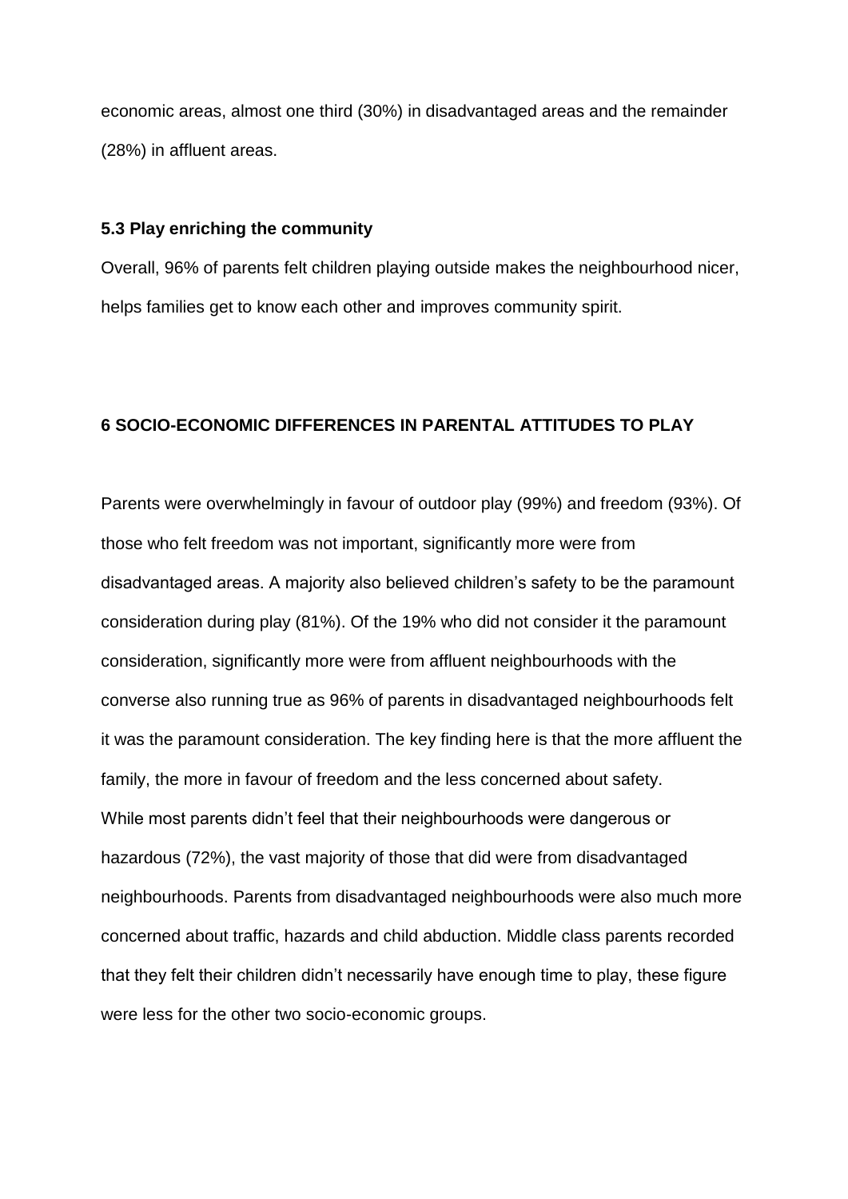economic areas, almost one third (30%) in disadvantaged areas and the remainder (28%) in affluent areas.

### 5.3 Play enriching the community

Overall, 96% of parents felt children playing outside makes the neighbourhood nicer, helps families get to know each other and improves community spirit.

## 6 SOCIO-ECONOMIC DIFFERENCES IN PARENTAL ATTITUDES TO PLAY

Parents were overwhelmingly in favour of outdoor play (99%) and freedom (93%). Of those who felt freedom was not important, significantly more were from disadvantaged areas. A majority also believed children's safety to be the paramount consideration during play (81%). Of the 19% who did not consider it the paramount consideration, significantly more were from affluent neighbourhoods with the converse also running true as 96% of parents in disadvantaged neighbourhoods felt it was the paramount consideration. The key finding here is that the more affluent the family, the more in favour of freedom and the less concerned about safety.
While most parents didn't feel that their neighbourhoods were dangerous or hazardous (72%), the vast majority of those that did were from disadvantaged neighbourhoods. Parents from disadvantaged neighbourhoods were also much more concerned about traffic, hazards and child abduction. Middle class parents recorded that they felt their children didn't necessarily have enough time to play, these figure were less for the other two socio-economic groups.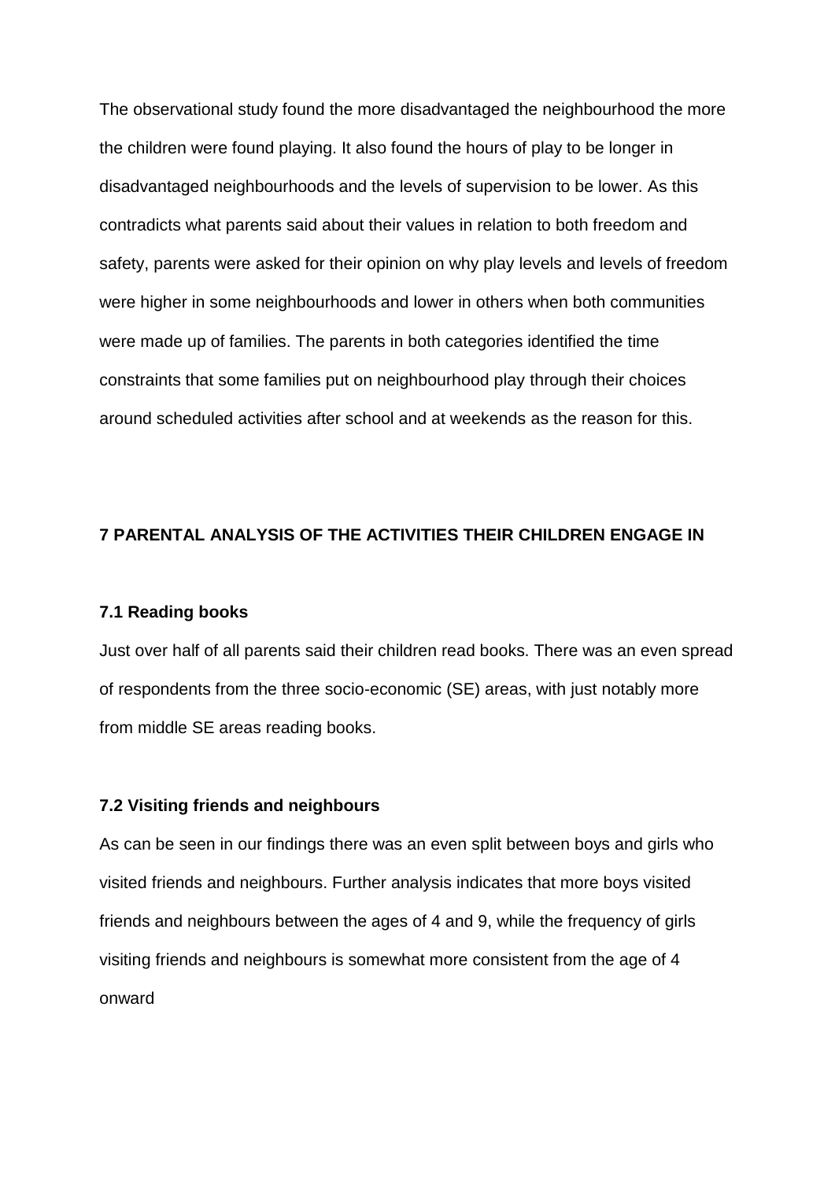The observational study found the more disadvantaged the neighbourhood the more the children were found playing. It also found the hours of play to be longer in disadvantaged neighbourhoods and the levels of supervision to be lower. As this contradicts what parents said about their values in relation to both freedom and safety, parents were asked for their opinion on why play levels and levels of freedom were higher in some neighbourhoods and lower in others when both communities were made up of families. The parents in both categories identified the time constraints that some families put on neighbourhood play through their choices around scheduled activities after school and at weekends as the reason for this.

## 7 PARENTAL ANALYSIS OF THE ACTIVITIES THEIR CHILDREN ENGAGE IN

### 7.1 Reading books

Just over half of all parents said their children read books. There was an even spread of respondents from the three socio-economic (SE) areas, with just notably more from middle SE areas reading books.

### 7.2 Visiting friends and neighbours

As can be seen in our findings there was an even split between boys and girls who visited friends and neighbours. Further analysis indicates that more boys visited friends and neighbours between the ages of 4 and 9, while the frequency of girls visiting friends and neighbours is somewhat more consistent from the age of 4 onward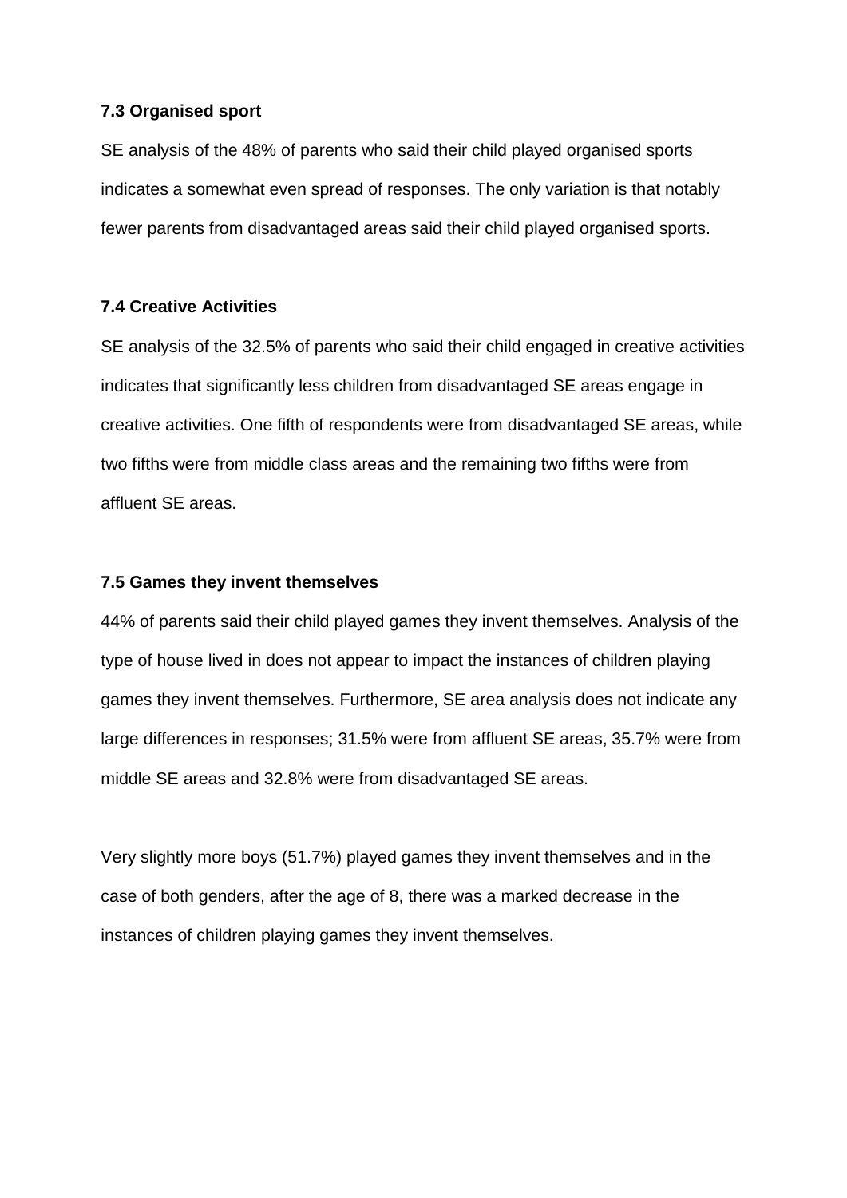### 7.3 Organised sport

SE analysis of the 48% of parents who said their child played organised sports indicates a somewhat even spread of responses. The only variation is that notably fewer parents from disadvantaged areas said their child played organised sports.

### 7.4 Creative Activities

SE analysis of the 32.5% of parents who said their child engaged in creative activities indicates that significantly less children from disadvantaged SE areas engage in creative activities. One fifth of respondents were from disadvantaged SE areas, while two fifths were from middle class areas and the remaining two fifths were from affluent SE areas.

### 7.5 Games they invent themselves

44% of parents said their child played games they invent themselves. Analysis of the type of house lived in does not appear to impact the instances of children playing games they invent themselves. Furthermore, SE area analysis does not indicate any large differences in responses; 31.5% were from affluent SE areas, 35.7% were from middle SE areas and 32.8% were from disadvantaged SE areas.

Very slightly more boys (51.7%) played games they invent themselves and in the case of both genders, after the age of 8, there was a marked decrease in the instances of children playing games they invent themselves.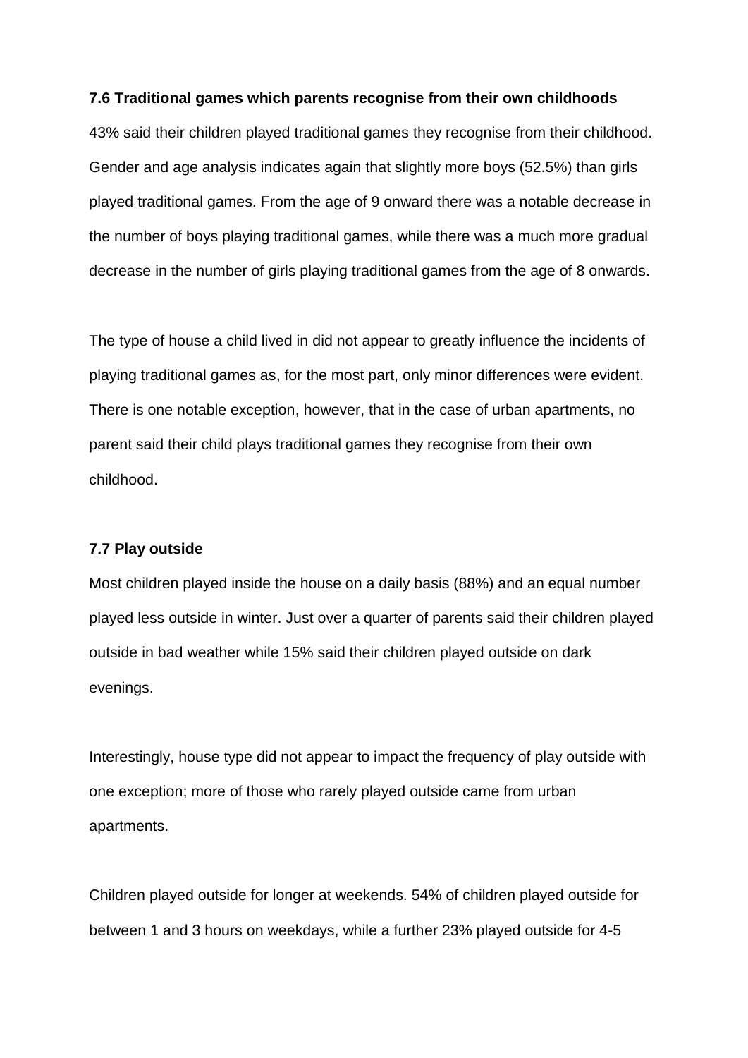### 7.6 Traditional games which parents recognise from their own childhoods

43% said their children played traditional games they recognise from their childhood. Gender and age analysis indicates again that slightly more boys (52.5%) than girls played traditional games. From the age of 9 onward there was a notable decrease in the number of boys playing traditional games, while there was a much more gradual decrease in the number of girls playing traditional games from the age of 8 onwards.

The type of house a child lived in did not appear to greatly influence the incidents of playing traditional games as, for the most part, only minor differences were evident. There is one notable exception, however, that in the case of urban apartments, no parent said their child plays traditional games they recognise from their own childhood.

### 7.7 Play outside

Most children played inside the house on a daily basis (88%) and an equal number played less outside in winter. Just over a quarter of parents said their children played outside in bad weather while 15% said their children played outside on dark evenings.

Interestingly, house type did not appear to impact the frequency of play outside with one exception; more of those who rarely played outside came from urban apartments.

Children played outside for longer at weekends. 54% of children played outside for between 1 and 3 hours on weekdays, while a further 23% played outside for 4-5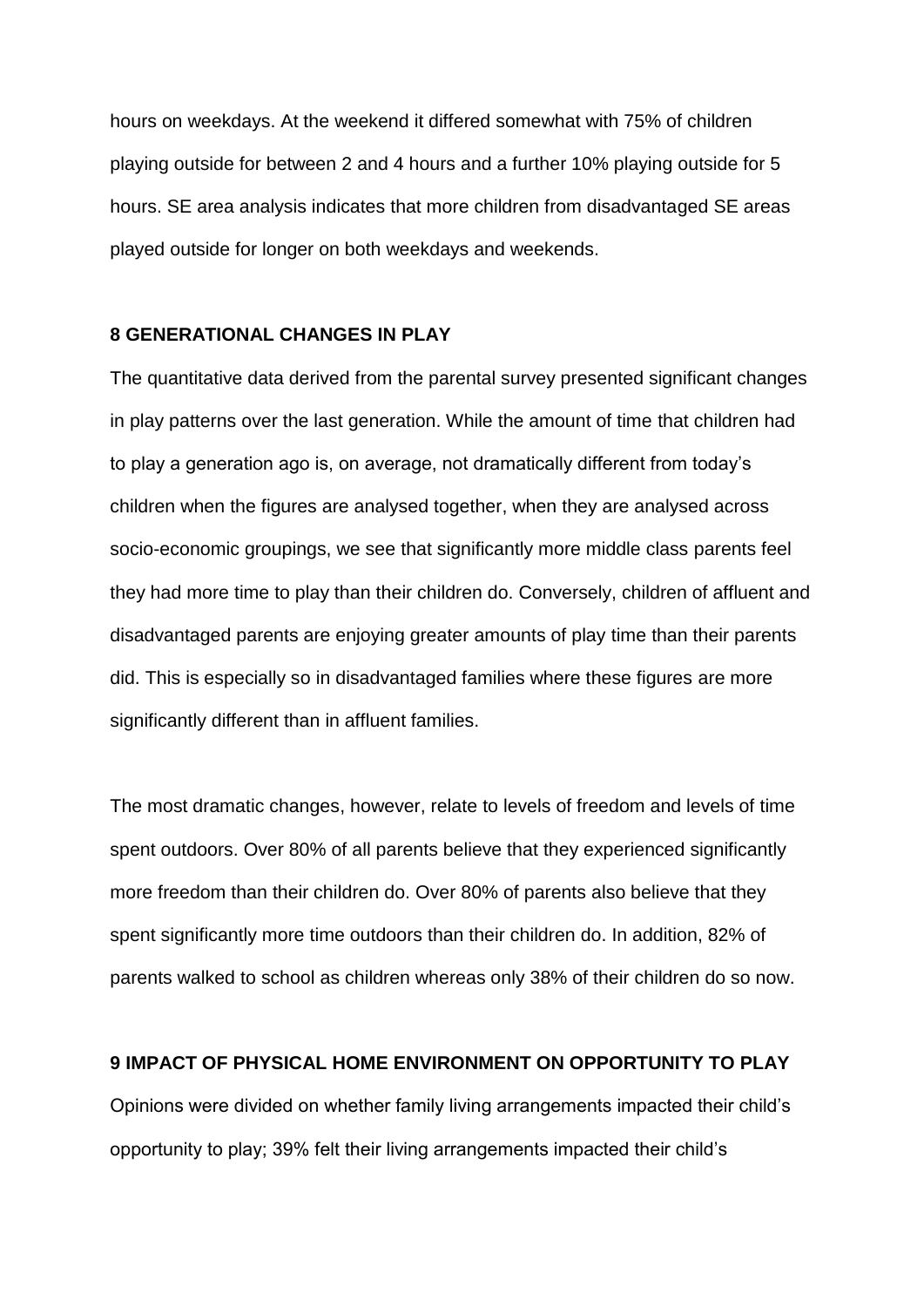hours on weekdays. At the weekend it differed somewhat with 75% of children playing outside for between 2 and 4 hours and a further 10% playing outside for 5 hours. SE area analysis indicates that more children from disadvantaged SE areas played outside for longer on both weekdays and weekends.

## 8 GENERATIONAL CHANGES IN PLAY

The quantitative data derived from the parental survey presented significant changes in play patterns over the last generation. While the amount of time that children had to play a generation ago is, on average, not dramatically different from today's children when the figures are analysed together, when they are analysed across socio-economic groupings, we see that significantly more middle class parents feel they had more time to play than their children do. Conversely, children of affluent and disadvantaged parents are enjoying greater amounts of play time than their parents did. This is especially so in disadvantaged families where these figures are more significantly different than in affluent families.

The most dramatic changes, however, relate to levels of freedom and levels of time spent outdoors. Over 80% of all parents believe that they experienced significantly more freedom than their children do. Over 80% of parents also believe that they spent significantly more time outdoors than their children do. In addition, 82% of parents walked to school as children whereas only 38% of their children do so now.

## 9 IMPACT OF PHYSICAL HOME ENVIRONMENT ON OPPORTUNITY TO PLAY

Opinions were divided on whether family living arrangements impacted their child's opportunity to play; 39% felt their living arrangements impacted their child's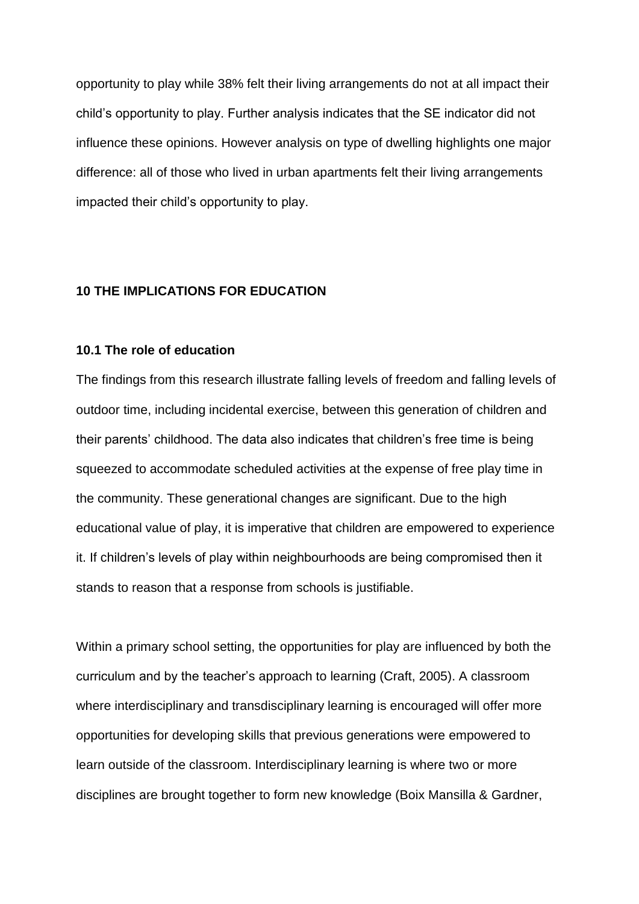opportunity to play while 38% felt their living arrangements do not at all impact their child's opportunity to play. Further analysis indicates that the SE indicator did not influence these opinions. However analysis on type of dwelling highlights one major difference: all of those who lived in urban apartments felt their living arrangements impacted their child's opportunity to play.

## 10 THE IMPLICATIONS FOR EDUCATION

### 10.1 The role of education

The findings from this research illustrate falling levels of freedom and falling levels of outdoor time, including incidental exercise, between this generation of children and their parents' childhood. The data also indicates that children's free time is being squeezed to accommodate scheduled activities at the expense of free play time in the community. These generational changes are significant. Due to the high educational value of play, it is imperative that children are empowered to experience it. If children's levels of play within neighbourhoods are being compromised then it stands to reason that a response from schools is justifiable.

Within a primary school setting, the opportunities for play are influenced by both the curriculum and by the teacher's approach to learning (Craft, 2005). A classroom where interdisciplinary and transdisciplinary learning is encouraged will offer more opportunities for developing skills that previous generations were empowered to learn outside of the classroom. Interdisciplinary learning is where two or more disciplines are brought together to form new knowledge (Boix Mansilla & Gardner,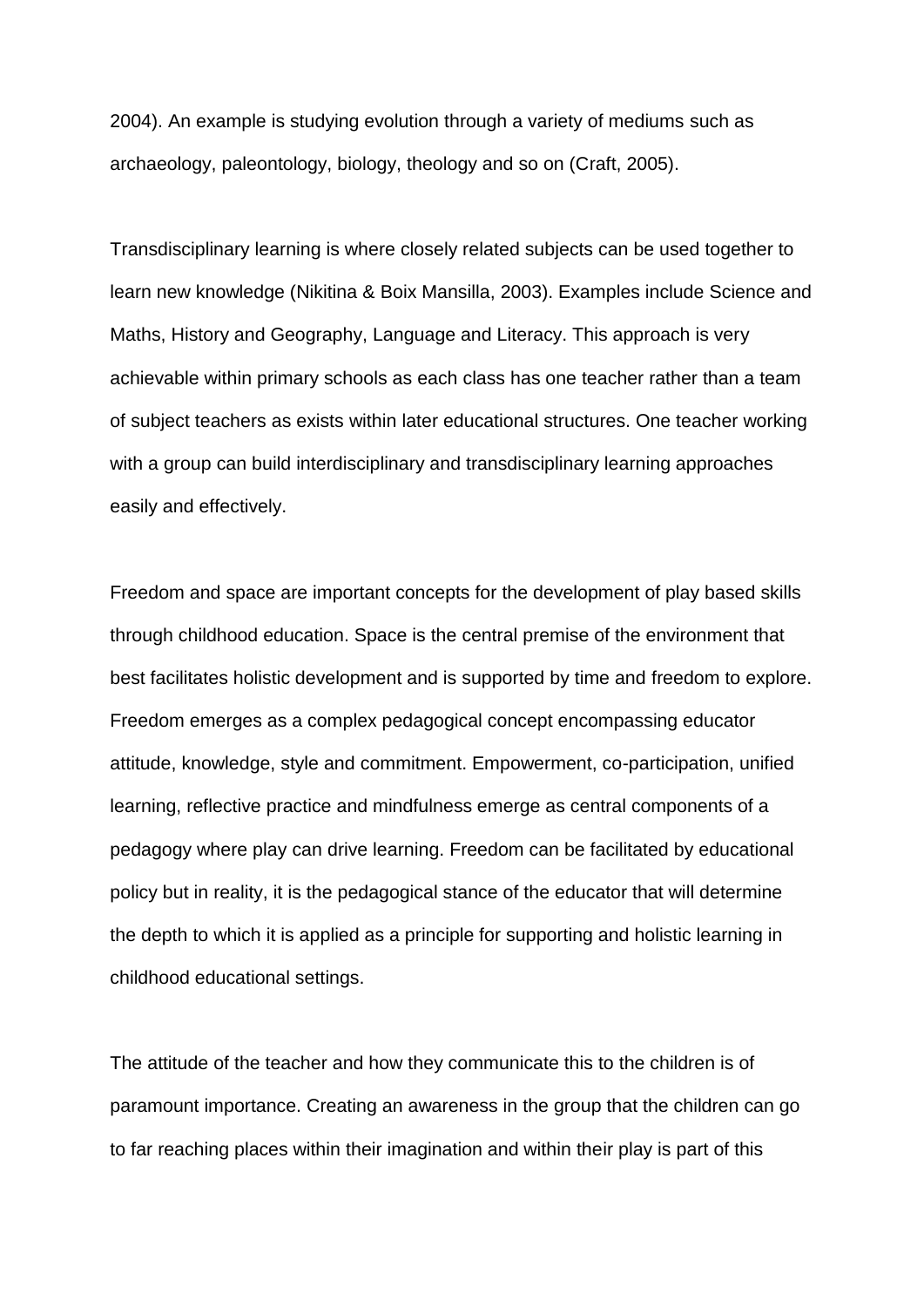2004). An example is studying evolution through a variety of mediums such as archaeology, paleontology, biology, theology and so on (Craft, 2005).

Transdisciplinary learning is where closely related subjects can be used together to learn new knowledge (Nikitina & Boix Mansilla, 2003). Examples include Science and Maths, History and Geography, Language and Literacy. This approach is very achievable within primary schools as each class has one teacher rather than a team of subject teachers as exists within later educational structures. One teacher working with a group can build interdisciplinary and transdisciplinary learning approaches easily and effectively.

Freedom and space are important concepts for the development of play based skills through childhood education. Space is the central premise of the environment that best facilitates holistic development and is supported by time and freedom to explore. Freedom emerges as a complex pedagogical concept encompassing educator attitude, knowledge, style and commitment. Empowerment, co-participation, unified learning, reflective practice and mindfulness emerge as central components of a pedagogy where play can drive learning. Freedom can be facilitated by educational policy but in reality, it is the pedagogical stance of the educator that will determine the depth to which it is applied as a principle for supporting and holistic learning in childhood educational settings.

The attitude of the teacher and how they communicate this to the children is of paramount importance. Creating an awareness in the group that the children can go to far reaching places within their imagination and within their play is part of this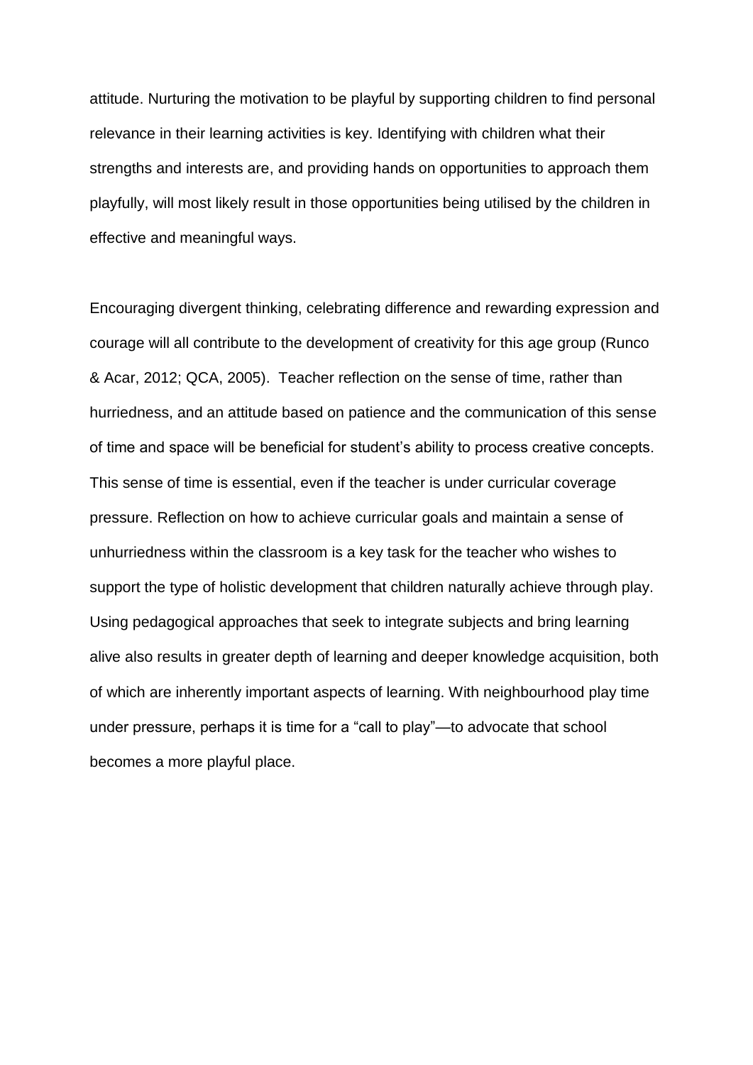attitude. Nurturing the motivation to be playful by supporting children to find personal relevance in their learning activities is key. Identifying with children what their strengths and interests are, and providing hands on opportunities to approach them playfully, will most likely result in those opportunities being utilised by the children in effective and meaningful ways.

Encouraging divergent thinking, celebrating difference and rewarding expression and courage will all contribute to the development of creativity for this age group (Runco & Acar, 2012; QCA, 2005). Teacher reflection on the sense of time, rather than hurriedness, and an attitude based on patience and the communication of this sense of time and space will be beneficial for student's ability to process creative concepts. This sense of time is essential, even if the teacher is under curricular coverage pressure. Reflection on how to achieve curricular goals and maintain a sense of unhurriedness within the classroom is a key task for the teacher who wishes to support the type of holistic development that children naturally achieve through play. Using pedagogical approaches that seek to integrate subjects and bring learning alive also results in greater depth of learning and deeper knowledge acquisition, both of which are inherently important aspects of learning. With neighbourhood play time under pressure, perhaps it is time for a "call to play"—to advocate that school becomes a more playful place.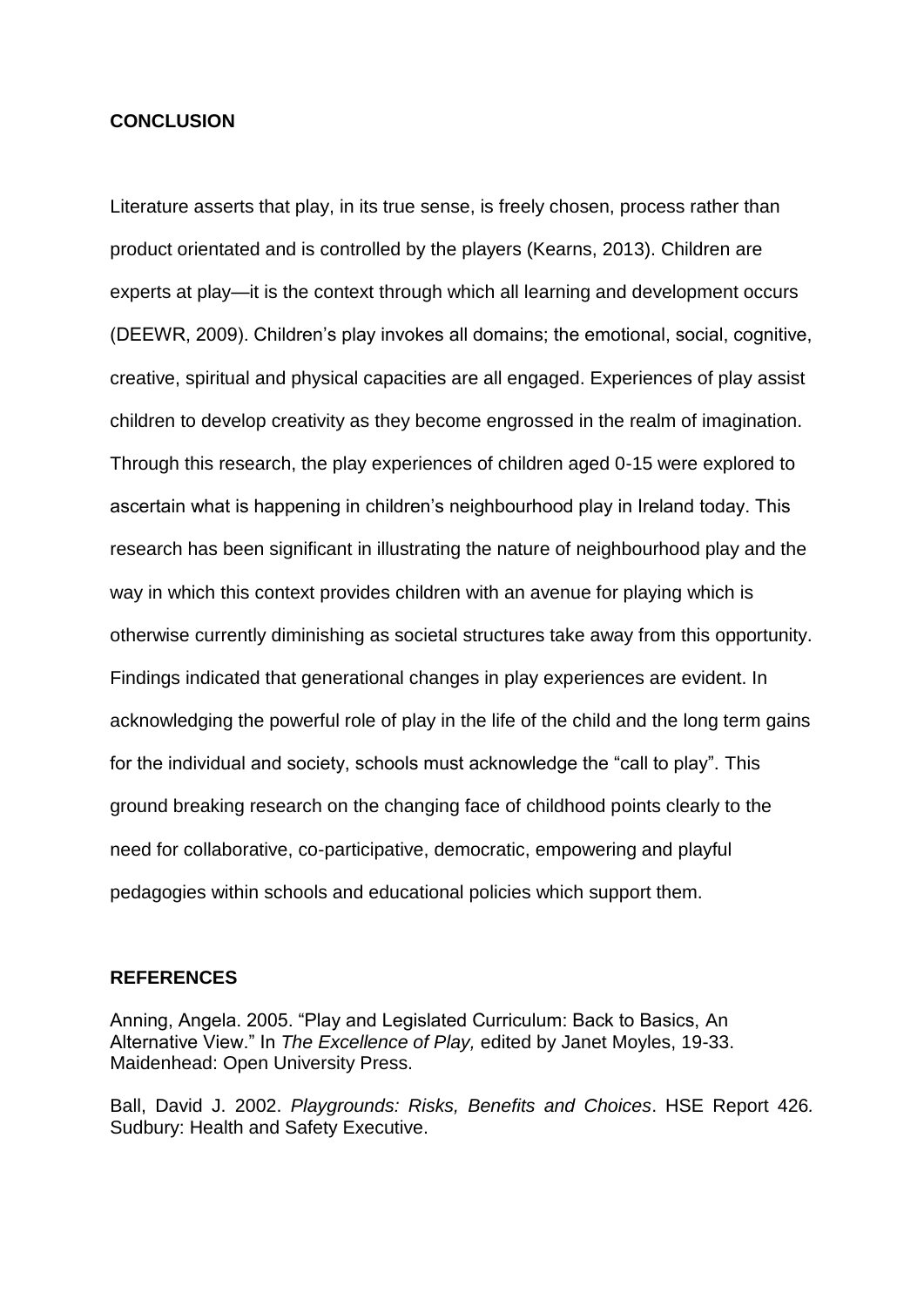## CONCLUSION

Literature asserts that play, in its true sense, is freely chosen, process rather than product orientated and is controlled by the players (Kearns, 2013). Children are experts at play—it is the context through which all learning and development occurs (DEEWR, 2009). Children's play invokes all domains; the emotional, social, cognitive, creative, spiritual and physical capacities are all engaged. Experiences of play assist children to develop creativity as they become engrossed in the realm of imagination. Through this research, the play experiences of children aged 0-15 were explored to ascertain what is happening in children's neighbourhood play in Ireland today. This research has been significant in illustrating the nature of neighbourhood play and the way in which this context provides children with an avenue for playing which is otherwise currently diminishing as societal structures take away from this opportunity. Findings indicated that generational changes in play experiences are evident. In acknowledging the powerful role of play in the life of the child and the long term gains for the individual and society, schools must acknowledge the "call to play". This ground breaking research on the changing face of childhood points clearly to the need for collaborative, co-participative, democratic, empowering and playful pedagogies within schools and educational policies which support them.

## REFERENCES

Anning, Angela. 2005. "Play and Legislated Curriculum: Back to Basics, An Alternative View." In *The Excellence of Play,* edited by Janet Moyles, 19-33. Maidenhead: Open University Press.

Ball, David J. 2002. *Playgrounds: Risks, Benefits and Choices*. HSE Report 426*.* Sudbury: Health and Safety Executive.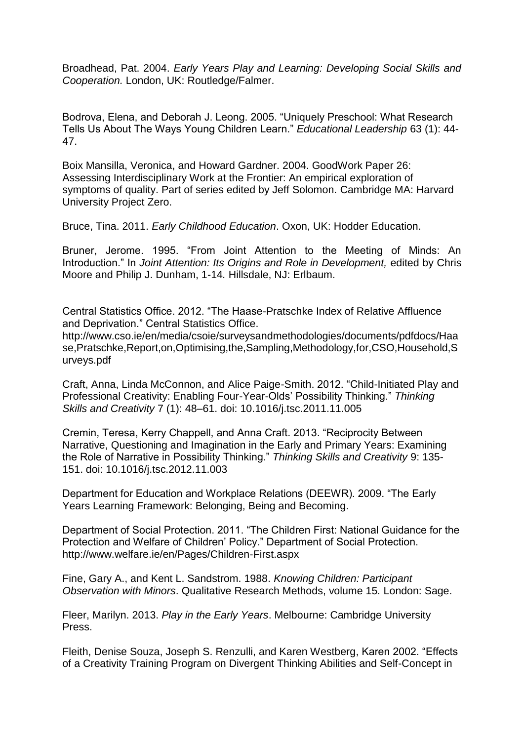Broadhead, Pat. 2004. *Early Years Play and Learning: Developing Social Skills and Cooperation.* London, UK: Routledge/Falmer.

Bodrova, Elena, and Deborah J. Leong. 2005. "Uniquely Preschool: What Research Tells Us About The Ways Young Children Learn." *Educational Leadership* 63 (1): 44-47.

Boix Mansilla, Veronica, and Howard Gardner. 2004. GoodWork Paper 26: Assessing Interdisciplinary Work at the Frontier: An empirical exploration of symptoms of quality. Part of series edited by Jeff Solomon. Cambridge MA: Harvard University Project Zero.

Bruce, Tina. 2011. *Early Childhood Education*. Oxon, UK: Hodder Education.

Bruner, Jerome. 1995. "From Joint Attention to the Meeting of Minds: An Introduction." In *Joint Attention: Its Origins and Role in Development,* edited by Chris Moore and Philip J. Dunham, 1-14. Hillsdale, NJ: Erlbaum.

Central Statistics Office. 2012. "The Haase-Pratschke Index of Relative Affluence and Deprivation." Central Statistics Office. http://www.cso.ie/en/media/csoie/surveysandmethodologies/documents/pdfdocs/Haase,Pratschke,Report,on,Optimising,the,Sampling,Methodology,for,CSO,Household,Surveys.pdf

Craft, Anna, Linda McConnon, and Alice Paige-Smith. 2012. "Child-Initiated Play and Professional Creativity: Enabling Four-Year-Olds' Possibility Thinking." *Thinking Skills and Creativity* 7 (1): 48–61. doi: 10.1016/j.tsc.2011.11.005

Cremin, Teresa, Kerry Chappell, and Anna Craft. 2013. "Reciprocity Between Narrative, Questioning and Imagination in the Early and Primary Years: Examining the Role of Narrative in Possibility Thinking." *Thinking Skills and Creativity* 9: 135-151. doi: 10.1016/j.tsc.2012.11.003

Department for Education and Workplace Relations (DEEWR). 2009. "The Early Years Learning Framework: Belonging, Being and Becoming.

Department of Social Protection. 2011. "The Children First: National Guidance for the Protection and Welfare of Children' Policy." Department of Social Protection. http://www.welfare.ie/en/Pages/Children-First.aspx

Fine, Gary A., and Kent L. Sandstrom. 1988. *Knowing Children: Participant Observation with Minors*. Qualitative Research Methods, volume 15. London: Sage.

Fleer, Marilyn. 2013. *Play in the Early Years*. Melbourne: Cambridge University Press.

Fleith, Denise Souza, Joseph S. Renzulli, and Karen Westberg, Karen 2002. "Effects of a Creativity Training Program on Divergent Thinking Abilities and Self-Concept in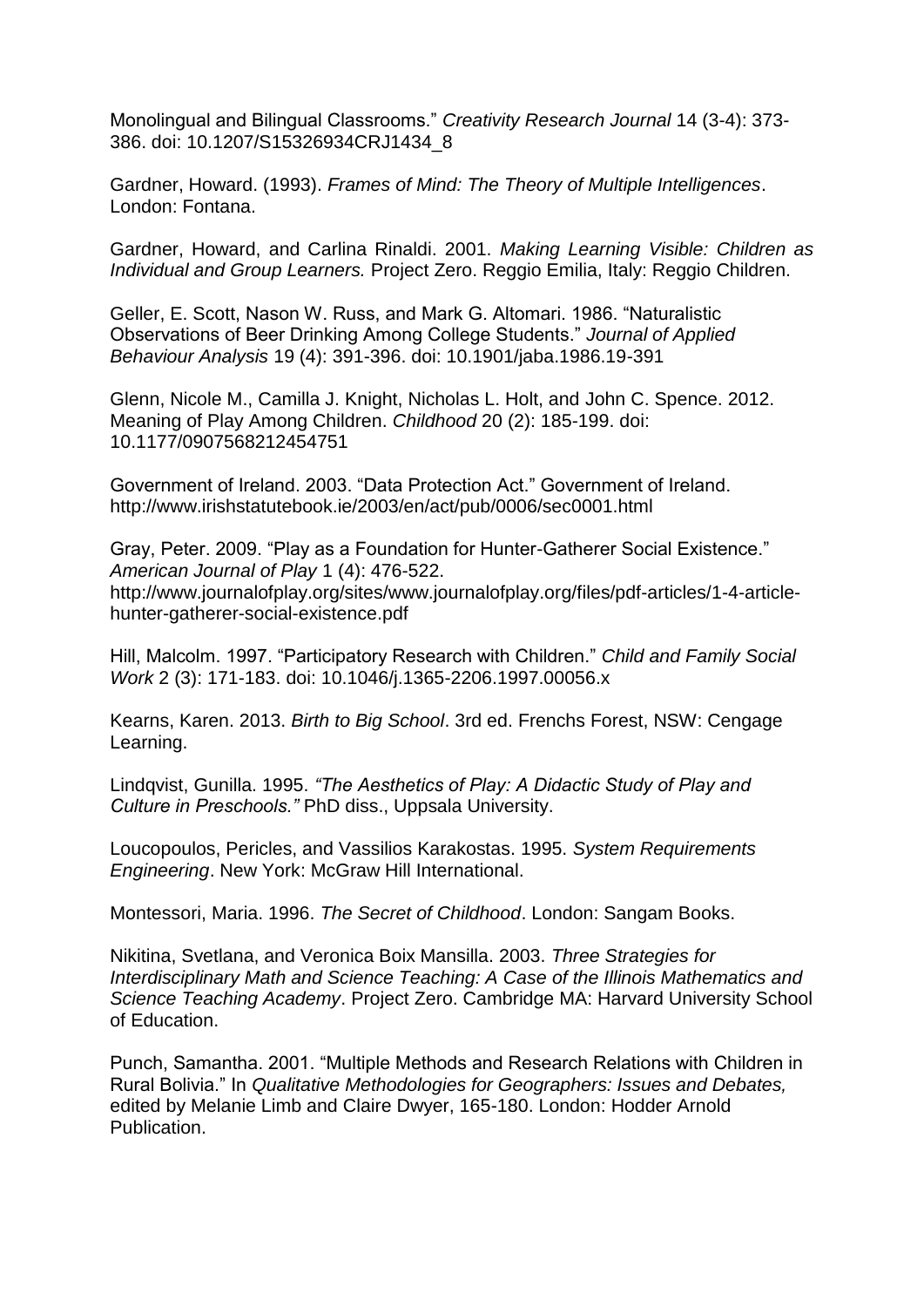Monolingual and Bilingual Classrooms." *Creativity Research Journal* 14 (3-4): 373-386. doi: 10.1207/S15326934CRJ1434_8

Gardner, Howard. (1993). *Frames of Mind: The Theory of Multiple Intelligences*. London: Fontana.

Gardner, Howard, and Carlina Rinaldi. 2001. *Making Learning Visible: Children as Individual and Group Learners.* Project Zero. Reggio Emilia, Italy: Reggio Children.

Geller, E. Scott, Nason W. Russ, and Mark G. Altomari. 1986. "Naturalistic Observations of Beer Drinking Among College Students." *Journal of Applied Behaviour Analysis* 19 (4): 391-396. doi: 10.1901/jaba.1986.19-391

Glenn, Nicole M., Camilla J. Knight, Nicholas L. Holt, and John C. Spence. 2012. Meaning of Play Among Children. *Childhood* 20 (2): 185-199. doi: 10.1177/0907568212454751

Government of Ireland. 2003. "Data Protection Act." Government of Ireland. http://www.irishstatutebook.ie/2003/en/act/pub/0006/sec0001.html

Gray, Peter. 2009. "Play as a Foundation for Hunter-Gatherer Social Existence." *American Journal of Play* 1 (4): 476-522. http://www.journalofplay.org/sites/www.journalofplay.org/files/pdf-articles/1-4-article-hunter-gatherer-social-existence.pdf

Hill, Malcolm. 1997. "Participatory Research with Children." *Child and Family Social Work* 2 (3): 171-183. doi: 10.1046/j.1365-2206.1997.00056.x

Kearns, Karen. 2013. *Birth to Big School*. 3rd ed. Frenchs Forest, NSW: Cengage Learning.

Lindqvist, Gunilla. 1995. *"The Aesthetics of Play: A Didactic Study of Play and Culture in Preschools."* PhD diss., Uppsala University.

Loucopoulos, Pericles, and Vassilios Karakostas. 1995. *System Requirements Engineering*. New York: McGraw Hill International.

Montessori, Maria. 1996. *The Secret of Childhood*. London: Sangam Books.

Nikitina, Svetlana, and Veronica Boix Mansilla. 2003. *Three Strategies for Interdisciplinary Math and Science Teaching: A Case of the Illinois Mathematics and Science Teaching Academy*. Project Zero. Cambridge MA: Harvard University School of Education.

Punch, Samantha. 2001. "Multiple Methods and Research Relations with Children in Rural Bolivia." In *Qualitative Methodologies for Geographers: Issues and Debates,* edited by Melanie Limb and Claire Dwyer, 165-180. London: Hodder Arnold Publication.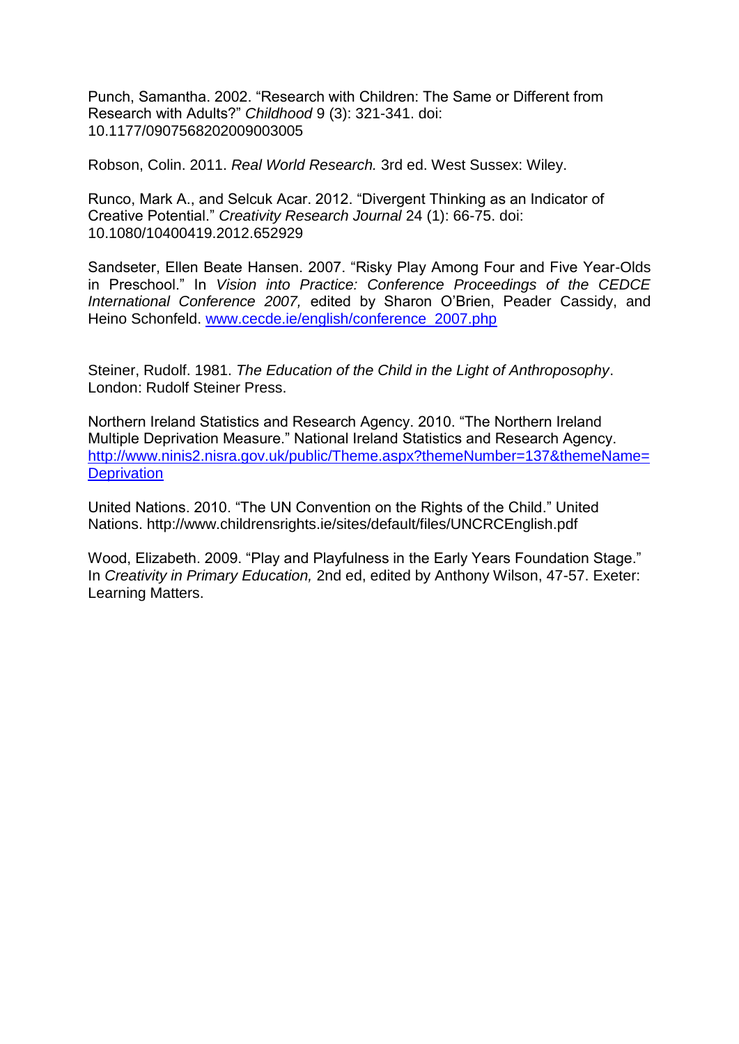Punch, Samantha. 2002. “Research with Children: The Same or Different from Research with Adults?” *Childhood* 9 (3): 321-341. doi: 10.1177/0907568202009003005

Robson, Colin. 2011. *Real World Research.* 3rd ed. West Sussex: Wiley.

Runco, Mark A., and Selcuk Acar. 2012. “Divergent Thinking as an Indicator of Creative Potential.” *Creativity Research Journal* 24 (1): 66-75. doi: 10.1080/10400419.2012.652929

Sandseter, Ellen Beate Hansen. 2007. “Risky Play Among Four and Five Year-Olds in Preschool.” In *Vision into Practice: Conference Proceedings of the CEDCE International Conference 2007,* edited by Sharon O’Brien, Peader Cassidy, and Heino Schonfeld. [www.cecde.ie/english/conference_2007.php](www.cecde.ie/english/conference_2007.php)

Steiner, Rudolf. 1981. *The Education of the Child in the Light of Anthroposophy*. London: Rudolf Steiner Press.

Northern Ireland Statistics and Research Agency. 2010. “The Northern Ireland Multiple Deprivation Measure.” National Ireland Statistics and Research Agency. [http://www.ninis2.nisra.gov.uk/public/Theme.aspx?themeNumber=137&themeName=Deprivation](http://www.ninis2.nisra.gov.uk/public/Theme.aspx?themeNumber=137&themeName=Deprivation)

United Nations. 2010. “The UN Convention on the Rights of the Child.” United Nations. http://www.childrensrights.ie/sites/default/files/UNCRCEnglish.pdf

Wood, Elizabeth. 2009. “Play and Playfulness in the Early Years Foundation Stage.” In *Creativity in Primary Education,* 2nd ed, edited by Anthony Wilson, 47-57. Exeter: Learning Matters.